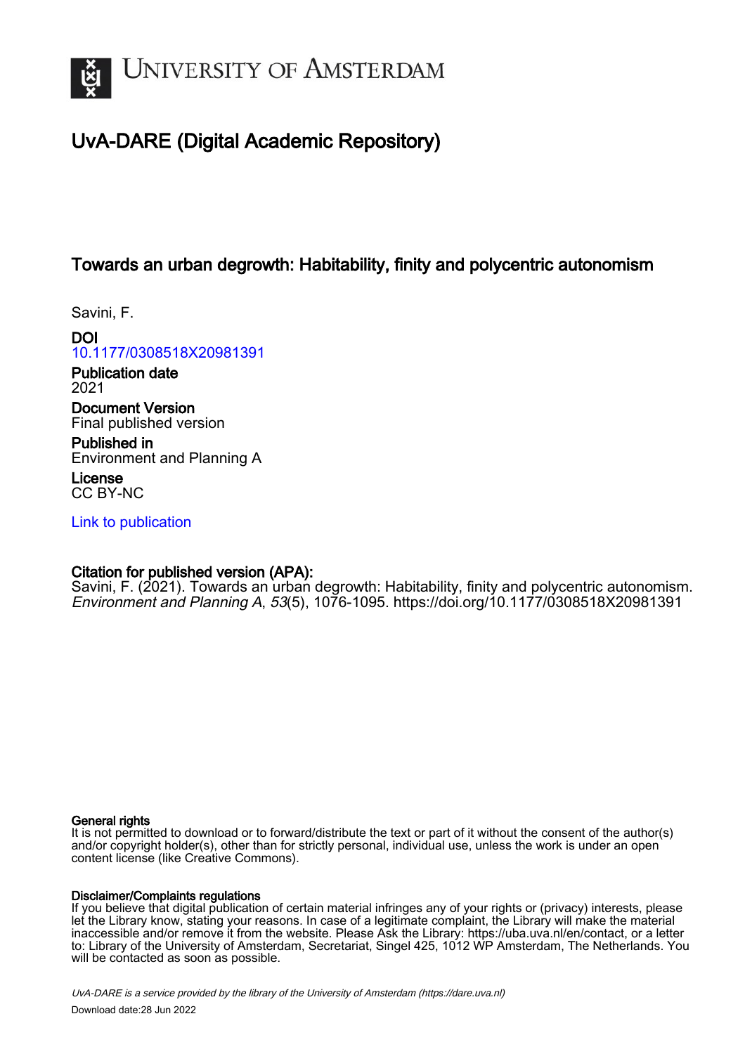# UvA-DARE (Digital Academic Repository)

## Towards an urban degrowth: Habitability, finity and polycentric autonomism

Savini, F.

**DOI**
10.1177/0308518X20981391

**Publication date**
2021

**Document Version**
Final published version

**Published in**
Environment and Planning A

**License**
CC BY-NC

Link to publication

**Citation for published version (APA):**
Savini, F. (2021). Towards an urban degrowth: Habitability, finity and polycentric autonomism. *Environment and Planning A*, *53*(5), 1076-1095. https://doi.org/10.1177/0308518X20981391

**General rights**
It is not permitted to download or to forward/distribute the text or part of it without the consent of the author(s) and/or copyright holder(s), other than for strictly personal, individual use, unless the work is under an open content license (like Creative Commons).

**Disclaimer/Complaints regulations**
If you believe that digital publication of certain material infringes any of your rights or (privacy) interests, please let the Library know, stating your reasons. In case of a legitimate complaint, the Library will make the material inaccessible and/or remove it from the website. Please Ask the Library: https://uba.uva.nl/en/contact, or a letter to: Library of the University of Amsterdam, Secretariat, Singel 425, 1012 WP Amsterdam, The Netherlands. You will be contacted as soon as possible.

*UvA-DARE is a service provided by the library of the University of Amsterdam (https://dare.uva.nl)*

Download date:28 Jun 2022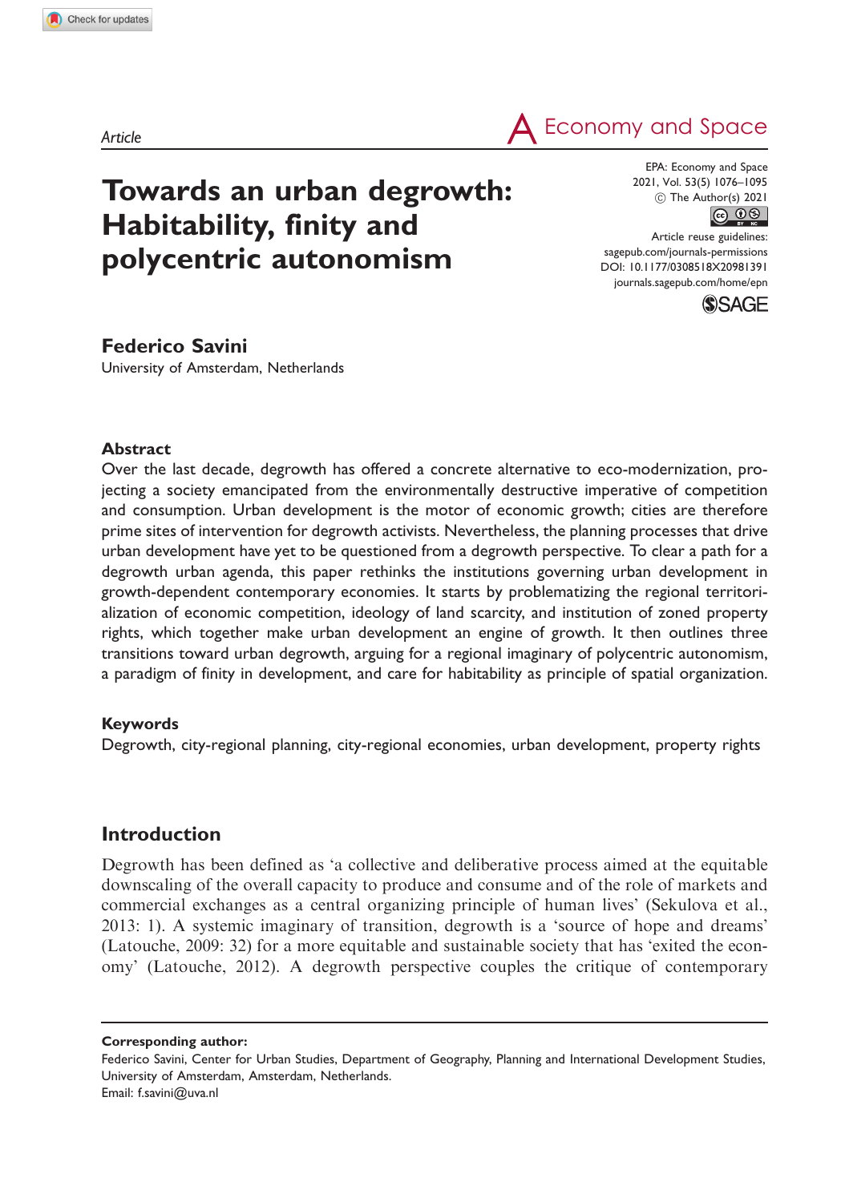Article

# Towards an urban degrowth: Habitability, finity and polycentric autonomism

**Federico Savini**
University of Amsterdam, Netherlands

## Abstract

Over the last decade, degrowth has offered a concrete alternative to eco-modernization, projecting a society emancipated from the environmentally destructive imperative of competition and consumption. Urban development is the motor of economic growth; cities are therefore prime sites of intervention for degrowth activists. Nevertheless, the planning processes that drive urban development have yet to be questioned from a degrowth perspective. To clear a path for a degrowth urban agenda, this paper rethinks the institutions governing urban development in growth-dependent contemporary economies. It starts by problematizing the regional territorialization of economic competition, ideology of land scarcity, and institution of zoned property rights, which together make urban development an engine of growth. It then outlines three transitions toward urban degrowth, arguing for a regional imaginary of polycentric autonomism, a paradigm of finity in development, and care for habitability as principle of spatial organization.

## Keywords

Degrowth, city-regional planning, city-regional economies, urban development, property rights

## Introduction

Degrowth has been defined as 'a collective and deliberative process aimed at the equitable downscaling of the overall capacity to produce and consume and of the role of markets and commercial exchanges as a central organizing principle of human lives' (Sekulova et al., 2013: 1). A systemic imaginary of transition, degrowth is a 'source of hope and dreams' (Latouche, 2009: 32) for a more equitable and sustainable society that has 'exited the economy' (Latouche, 2012). A degrowth perspective couples the critique of contemporary

**Corresponding author:**
Federico Savini, Center for Urban Studies, Department of Geography, Planning and International Development Studies, University of Amsterdam, Amsterdam, Netherlands.
Email: f.savini@uva.nl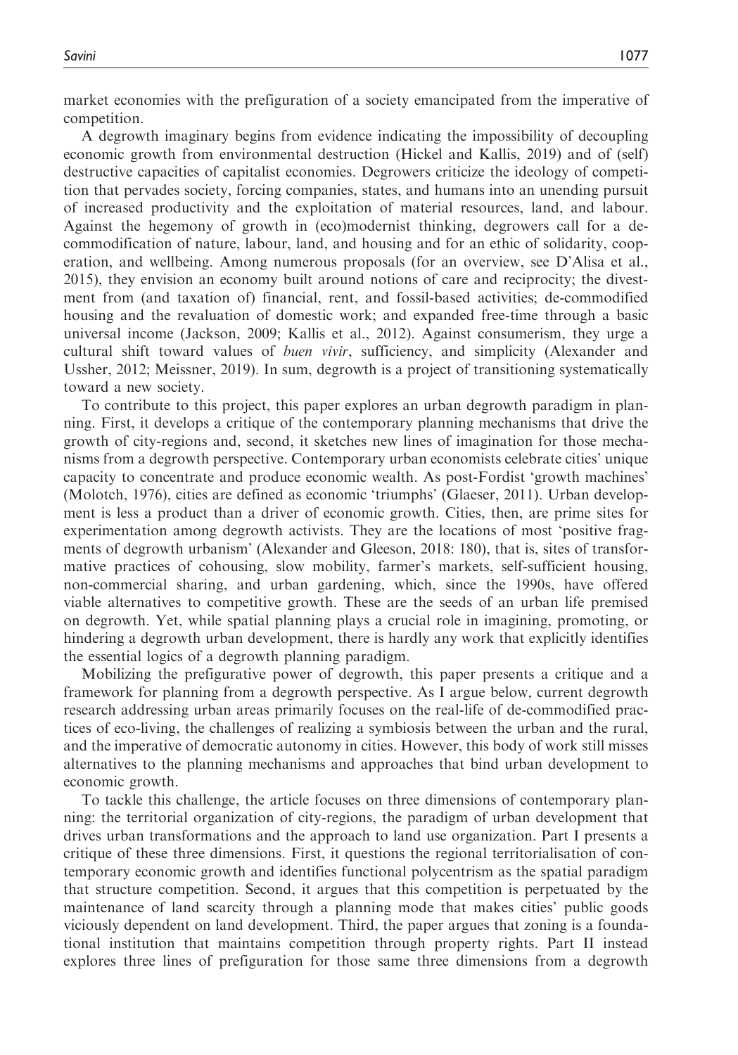market economies with the prefiguration of a society emancipated from the imperative of competition.

A degrowth imaginary begins from evidence indicating the impossibility of decoupling economic growth from environmental destruction (Hickel and Kallis, 2019) and of (self) destructive capacities of capitalist economies. Degrowers criticize the ideology of competition that pervades society, forcing companies, states, and humans into an unending pursuit of increased productivity and the exploitation of material resources, land, and labour. Against the hegemony of growth in (eco)modernist thinking, degrowers call for a de-commodification of nature, labour, land, and housing and for an ethic of solidarity, cooperation, and wellbeing. Among numerous proposals (for an overview, see D'Alisa et al., 2015), they envision an economy built around notions of care and reciprocity; the divestment from (and taxation of) financial, rent, and fossil-based activities; de-commodified housing and the revaluation of domestic work; and expanded free-time through a basic universal income (Jackson, 2009; Kallis et al., 2012). Against consumerism, they urge a cultural shift toward values of *buen vivir*, sufficiency, and simplicity (Alexander and Ussher, 2012; Meissner, 2019). In sum, degrowth is a project of transitioning systematically toward a new society.

To contribute to this project, this paper explores an urban degrowth paradigm in planning. First, it develops a critique of the contemporary planning mechanisms that drive the growth of city-regions and, second, it sketches new lines of imagination for those mechanisms from a degrowth perspective. Contemporary urban economists celebrate cities' unique capacity to concentrate and produce economic wealth. As post-Fordist 'growth machines' (Molotch, 1976), cities are defined as economic 'triumphs' (Glaeser, 2011). Urban development is less a product than a driver of economic growth. Cities, then, are prime sites for experimentation among degrowth activists. They are the locations of most 'positive fragments of degrowth urbanism' (Alexander and Gleeson, 2018: 180), that is, sites of transformative practices of cohousing, slow mobility, farmer's markets, self-sufficient housing, non-commercial sharing, and urban gardening, which, since the 1990s, have offered viable alternatives to competitive growth. These are the seeds of an urban life premised on degrowth. Yet, while spatial planning plays a crucial role in imagining, promoting, or hindering a degrowth urban development, there is hardly any work that explicitly identifies the essential logics of a degrowth planning paradigm.

Mobilizing the prefigurative power of degrowth, this paper presents a critique and a framework for planning from a degrowth perspective. As I argue below, current degrowth research addressing urban areas primarily focuses on the real-life of de-commodified practices of eco-living, the challenges of realizing a symbiosis between the urban and the rural, and the imperative of democratic autonomy in cities. However, this body of work still misses alternatives to the planning mechanisms and approaches that bind urban development to economic growth.

To tackle this challenge, the article focuses on three dimensions of contemporary planning: the territorial organization of city-regions, the paradigm of urban development that drives urban transformations and the approach to land use organization. Part I presents a critique of these three dimensions. First, it questions the regional territorialisation of contemporary economic growth and identifies functional polycentrism as the spatial paradigm that structure competition. Second, it argues that this competition is perpetuated by the maintenance of land scarcity through a planning mode that makes cities' public goods viciously dependent on land development. Third, the paper argues that zoning is a foundational institution that maintains competition through property rights. Part II instead explores three lines of prefiguration for those same three dimensions from a degrowth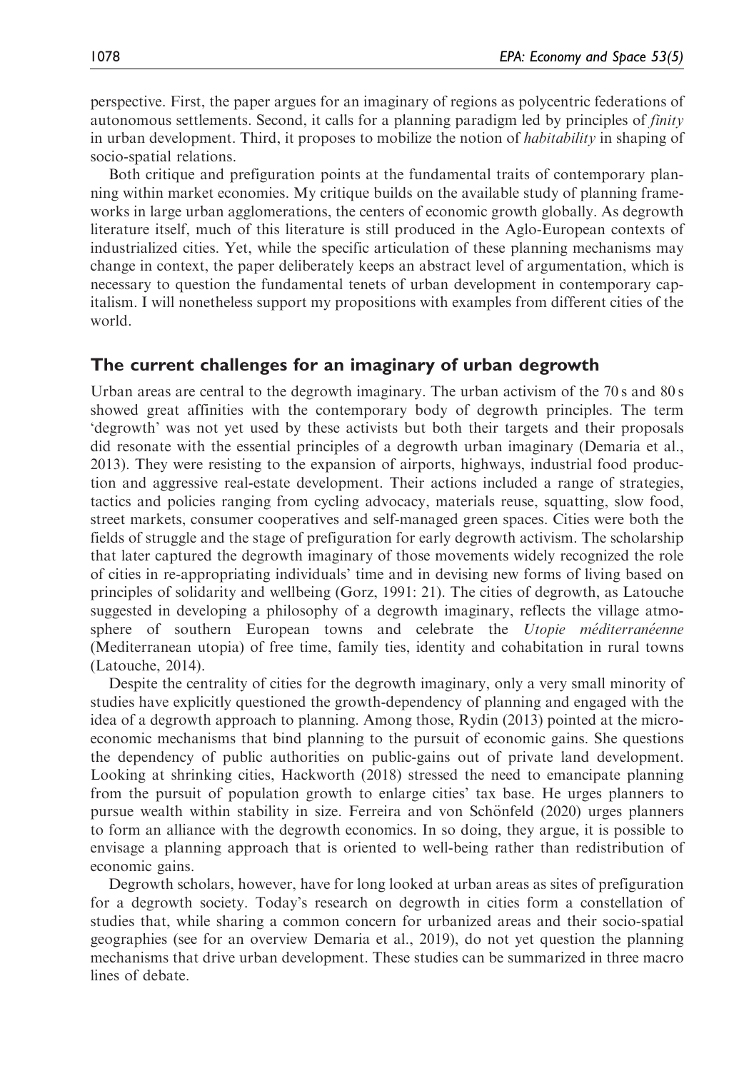perspective. First, the paper argues for an imaginary of regions as polycentric federations of autonomous settlements. Second, it calls for a planning paradigm led by principles of *finity* in urban development. Third, it proposes to mobilize the notion of *habitability* in shaping of socio-spatial relations.

Both critique and prefiguration points at the fundamental traits of contemporary planning within market economies. My critique builds on the available study of planning frameworks in large urban agglomerations, the centers of economic growth globally. As degrowth literature itself, much of this literature is still produced in the Aglo-European contexts of industrialized cities. Yet, while the specific articulation of these planning mechanisms may change in context, the paper deliberately keeps an abstract level of argumentation, which is necessary to question the fundamental tenets of urban development in contemporary capitalism. I will nonetheless support my propositions with examples from different cities of the world.

## The current challenges for an imaginary of urban degrowth

Urban areas are central to the degrowth imaginary. The urban activism of the 70 s and 80 s showed great affinities with the contemporary body of degrowth principles. The term 'degrowth' was not yet used by these activists but both their targets and their proposals did resonate with the essential principles of a degrowth urban imaginary (Demaria et al., 2013). They were resisting to the expansion of airports, highways, industrial food production and aggressive real-estate development. Their actions included a range of strategies, tactics and policies ranging from cycling advocacy, materials reuse, squatting, slow food, street markets, consumer cooperatives and self-managed green spaces. Cities were both the fields of struggle and the stage of prefiguration for early degrowth activism. The scholarship that later captured the degrowth imaginary of those movements widely recognized the role of cities in re-appropriating individuals' time and in devising new forms of living based on principles of solidarity and wellbeing (Gorz, 1991: 21). The cities of degrowth, as Latouche suggested in developing a philosophy of a degrowth imaginary, reflects the village atmosphere of southern European towns and celebrate the *Utopie méditerranéenne* (Mediterranean utopia) of free time, family ties, identity and cohabitation in rural towns (Latouche, 2014).

Despite the centrality of cities for the degrowth imaginary, only a very small minority of studies have explicitly questioned the growth-dependency of planning and engaged with the idea of a degrowth approach to planning. Among those, Rydin (2013) pointed at the microeconomic mechanisms that bind planning to the pursuit of economic gains. She questions the dependency of public authorities on public-gains out of private land development. Looking at shrinking cities, Hackworth (2018) stressed the need to emancipate planning from the pursuit of population growth to enlarge cities' tax base. He urges planners to pursue wealth within stability in size. Ferreira and von Schönfeld (2020) urges planners to form an alliance with the degrowth economics. In so doing, they argue, it is possible to envisage a planning approach that is oriented to well-being rather than redistribution of economic gains.

Degrowth scholars, however, have for long looked at urban areas as sites of prefiguration for a degrowth society. Today's research on degrowth in cities form a constellation of studies that, while sharing a common concern for urbanized areas and their socio-spatial geographies (see for an overview Demaria et al., 2019), do not yet question the planning mechanisms that drive urban development. These studies can be summarized in three macro lines of debate.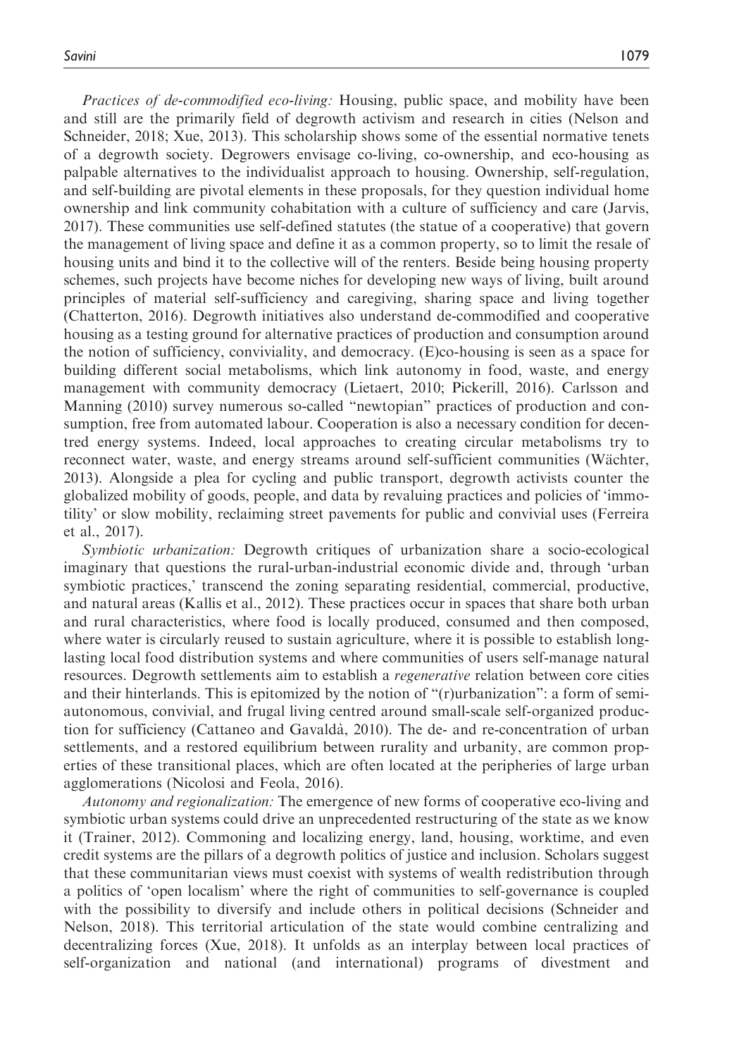*Practices of de-commodified eco-living:* Housing, public space, and mobility have been and still are the primarily field of degrowth activism and research in cities (Nelson and Schneider, 2018; Xue, 2013). This scholarship shows some of the essential normative tenets of a degrowth society. Degrowers envisage co-living, co-ownership, and eco-housing as palpable alternatives to the individualist approach to housing. Ownership, self-regulation, and self-building are pivotal elements in these proposals, for they question individual home ownership and link community cohabitation with a culture of sufficiency and care (Jarvis, 2017). These communities use self-defined statutes (the statue of a cooperative) that govern the management of living space and define it as a common property, so to limit the resale of housing units and bind it to the collective will of the renters. Beside being housing property schemes, such projects have become niches for developing new ways of living, built around principles of material self-sufficiency and caregiving, sharing space and living together (Chatterton, 2016). Degrowth initiatives also understand de-commodified and cooperative housing as a testing ground for alternative practices of production and consumption around the notion of sufficiency, conviviality, and democracy. (E)co-housing is seen as a space for building different social metabolisms, which link autonomy in food, waste, and energy management with community democracy (Lietaert, 2010; Pickerill, 2016). Carlsson and Manning (2010) survey numerous so-called "newtopian" practices of production and consumption, free from automated labour. Cooperation is also a necessary condition for decentred energy systems. Indeed, local approaches to creating circular metabolisms try to reconnect water, waste, and energy streams around self-sufficient communities (Wächter, 2013). Alongside a plea for cycling and public transport, degrowth activists counter the globalized mobility of goods, people, and data by revaluing practices and policies of 'immotility' or slow mobility, reclaiming street pavements for public and convivial uses (Ferreira et al., 2017).

*Symbiotic urbanization:* Degrowth critiques of urbanization share a socio-ecological imaginary that questions the rural-urban-industrial economic divide and, through 'urban symbiotic practices,' transcend the zoning separating residential, commercial, productive, and natural areas (Kallis et al., 2012). These practices occur in spaces that share both urban and rural characteristics, where food is locally produced, consumed and then composed, where water is circularly reused to sustain agriculture, where it is possible to establish long-lasting local food distribution systems and where communities of users self-manage natural resources. Degrowth settlements aim to establish a *regenerative* relation between core cities and their hinterlands. This is epitomized by the notion of "(r)urbanization": a form of semi-autonomous, convivial, and frugal living centred around small-scale self-organized production for sufficiency (Cattaneo and Gavaldà, 2010). The de- and re-concentration of urban settlements, and a restored equilibrium between rurality and urbanity, are common properties of these transitional places, which are often located at the peripheries of large urban agglomerations (Nicolosi and Feola, 2016).

*Autonomy and regionalization:* The emergence of new forms of cooperative eco-living and symbiotic urban systems could drive an unprecedented restructuring of the state as we know it (Trainer, 2012). Commoning and localizing energy, land, housing, worktime, and even credit systems are the pillars of a degrowth politics of justice and inclusion. Scholars suggest that these communitarian views must coexist with systems of wealth redistribution through a politics of 'open localism' where the right of communities to self-governance is coupled with the possibility to diversify and include others in political decisions (Schneider and Nelson, 2018). This territorial articulation of the state would combine centralizing and decentralizing forces (Xue, 2018). It unfolds as an interplay between local practices of self-organization and national (and international) programs of divestment and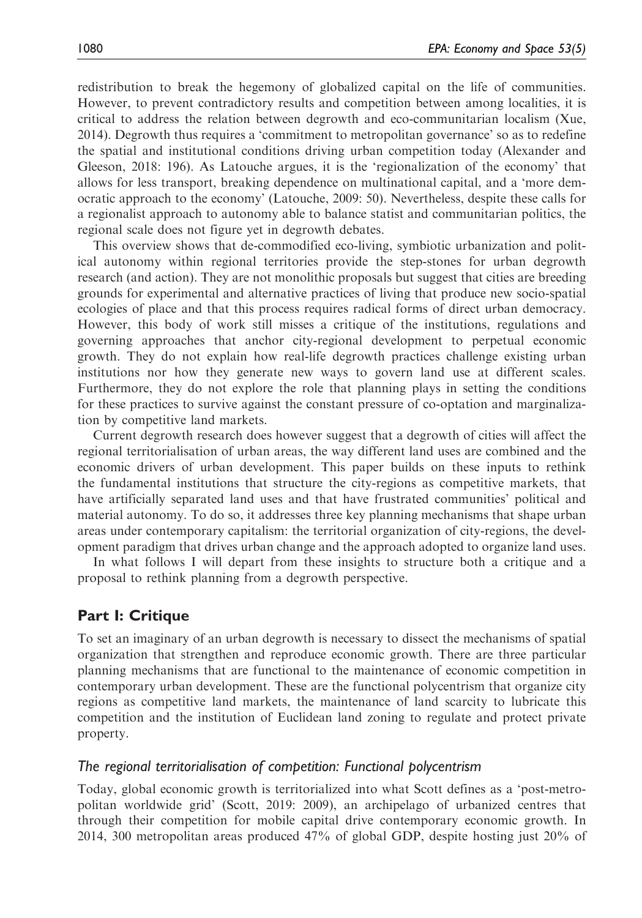redistribution to break the hegemony of globalized capital on the life of communities. However, to prevent contradictory results and competition between among localities, it is critical to address the relation between degrowth and eco-communitarian localism (Xue, 2014). Degrowth thus requires a 'commitment to metropolitan governance' so as to redefine the spatial and institutional conditions driving urban competition today (Alexander and Gleeson, 2018: 196). As Latouche argues, it is the 'regionalization of the economy' that allows for less transport, breaking dependence on multinational capital, and a 'more democratic approach to the economy' (Latouche, 2009: 50). Nevertheless, despite these calls for a regionalist approach to autonomy able to balance statist and communitarian politics, the regional scale does not figure yet in degrowth debates.

This overview shows that de-commodified eco-living, symbiotic urbanization and political autonomy within regional territories provide the step-stones for urban degrowth research (and action). They are not monolithic proposals but suggest that cities are breeding grounds for experimental and alternative practices of living that produce new socio-spatial ecologies of place and that this process requires radical forms of direct urban democracy. However, this body of work still misses a critique of the institutions, regulations and governing approaches that anchor city-regional development to perpetual economic growth. They do not explain how real-life degrowth practices challenge existing urban institutions nor how they generate new ways to govern land use at different scales. Furthermore, they do not explore the role that planning plays in setting the conditions for these practices to survive against the constant pressure of co-optation and marginalization by competitive land markets.

Current degrowth research does however suggest that a degrowth of cities will affect the regional territorialisation of urban areas, the way different land uses are combined and the economic drivers of urban development. This paper builds on these inputs to rethink the fundamental institutions that structure the city-regions as competitive markets, that have artificially separated land uses and that have frustrated communities' political and material autonomy. To do so, it addresses three key planning mechanisms that shape urban areas under contemporary capitalism: the territorial organization of city-regions, the development paradigm that drives urban change and the approach adopted to organize land uses.

In what follows I will depart from these insights to structure both a critique and a proposal to rethink planning from a degrowth perspective.

## Part I: Critique

To set an imaginary of an urban degrowth is necessary to dissect the mechanisms of spatial organization that strengthen and reproduce economic growth. There are three particular planning mechanisms that are functional to the maintenance of economic competition in contemporary urban development. These are the functional polycentrism that organize city regions as competitive land markets, the maintenance of land scarcity to lubricate this competition and the institution of Euclidean land zoning to regulate and protect private property.

### *The regional territorialisation of competition: Functional polycentrism*

Today, global economic growth is territorialized into what Scott defines as a 'post-metropolitan worldwide grid' (Scott, 2019: 2009), an archipelago of urbanized centres that through their competition for mobile capital drive contemporary economic growth. In 2014, 300 metropolitan areas produced 47% of global GDP, despite hosting just 20% of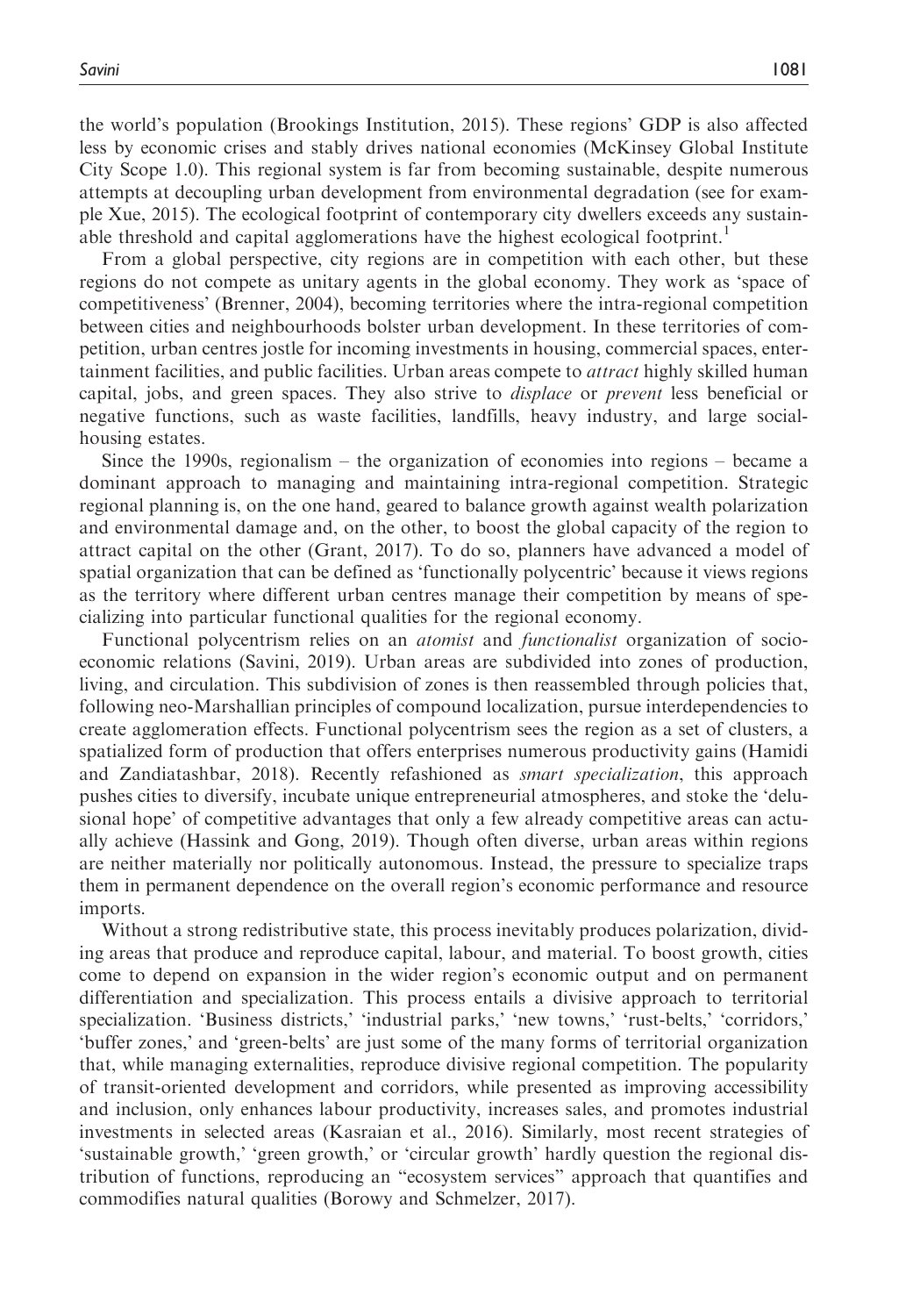the world's population (Brookings Institution, 2015). These regions' GDP is also affected less by economic crises and stably drives national economies (McKinsey Global Institute City Scope 1.0). This regional system is far from becoming sustainable, despite numerous attempts at decoupling urban development from environmental degradation (see for example Xue, 2015). The ecological footprint of contemporary city dwellers exceeds any sustainable threshold and capital agglomerations have the highest ecological footprint.[1]

From a global perspective, city regions are in competition with each other, but these regions do not compete as unitary agents in the global economy. They work as 'space of competitiveness' (Brenner, 2004), becoming territories where the intra-regional competition between cities and neighbourhoods bolster urban development. In these territories of competition, urban centres jostle for incoming investments in housing, commercial spaces, entertainment facilities, and public facilities. Urban areas compete to *attract* highly skilled human capital, jobs, and green spaces. They also strive to *displace* or *prevent* less beneficial or negative functions, such as waste facilities, landfills, heavy industry, and large social-housing estates.

Since the 1990s, regionalism – the organization of economies into regions – became a dominant approach to managing and maintaining intra-regional competition. Strategic regional planning is, on the one hand, geared to balance growth against wealth polarization and environmental damage and, on the other, to boost the global capacity of the region to attract capital on the other (Grant, 2017). To do so, planners have advanced a model of spatial organization that can be defined as 'functionally polycentric' because it views regions as the territory where different urban centres manage their competition by means of specializing into particular functional qualities for the regional economy.

Functional polycentrism relies on an *atomist* and *functionalist* organization of socio-economic relations (Savini, 2019). Urban areas are subdivided into zones of production, living, and circulation. This subdivision of zones is then reassembled through policies that, following neo-Marshallian principles of compound localization, pursue interdependencies to create agglomeration effects. Functional polycentrism sees the region as a set of clusters, a spatialized form of production that offers enterprises numerous productivity gains (Hamidi and Zandiatashbar, 2018). Recently refashioned as *smart specialization*, this approach pushes cities to diversify, incubate unique entrepreneurial atmospheres, and stoke the 'delusional hope' of competitive advantages that only a few already competitive areas can actually achieve (Hassink and Gong, 2019). Though often diverse, urban areas within regions are neither materially nor politically autonomous. Instead, the pressure to specialize traps them in permanent dependence on the overall region's economic performance and resource imports.

Without a strong redistributive state, this process inevitably produces polarization, dividing areas that produce and reproduce capital, labour, and material. To boost growth, cities come to depend on expansion in the wider region's economic output and on permanent differentiation and specialization. This process entails a divisive approach to territorial specialization. 'Business districts,' 'industrial parks,' 'new towns,' 'rust-belts,' 'corridors,' 'buffer zones,' and 'green-belts' are just some of the many forms of territorial organization that, while managing externalities, reproduce divisive regional competition. The popularity of transit-oriented development and corridors, while presented as improving accessibility and inclusion, only enhances labour productivity, increases sales, and promotes industrial investments in selected areas (Kasraian et al., 2016). Similarly, most recent strategies of 'sustainable growth,' 'green growth,' or 'circular growth' hardly question the regional distribution of functions, reproducing an "ecosystem services" approach that quantifies and commodifies natural qualities (Borowy and Schmelzer, 2017).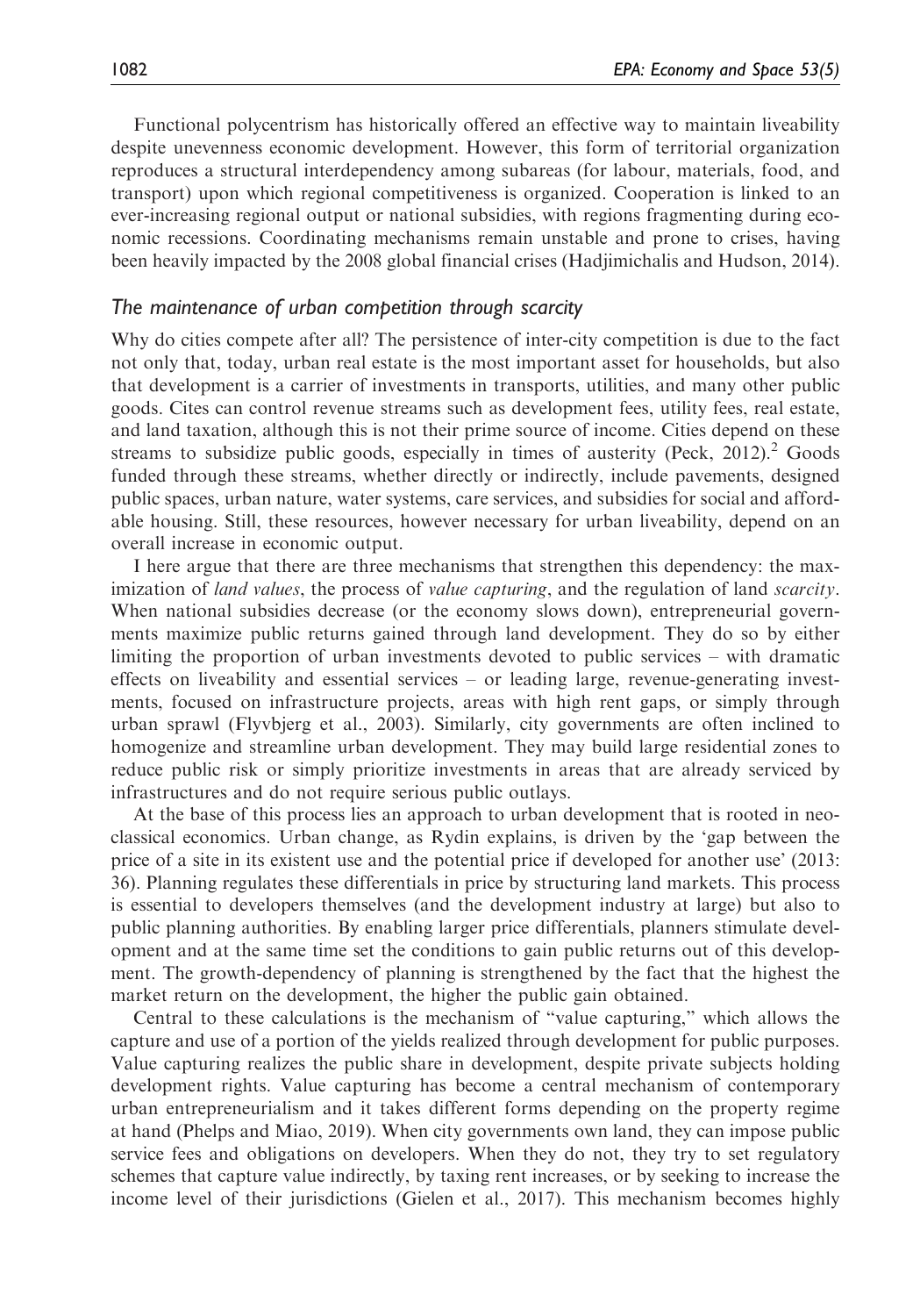Functional polycentrism has historically offered an effective way to maintain liveability despite unevenness economic development. However, this form of territorial organization reproduces a structural interdependency among subareas (for labour, materials, food, and transport) upon which regional competitiveness is organized. Cooperation is linked to an ever-increasing regional output or national subsidies, with regions fragmenting during economic recessions. Coordinating mechanisms remain unstable and prone to crises, having been heavily impacted by the 2008 global financial crises (Hadjimichalis and Hudson, 2014).

### *The maintenance of urban competition through scarcity*

Why do cities compete after all? The persistence of inter-city competition is due to the fact not only that, today, urban real estate is the most important asset for households, but also that development is a carrier of investments in transports, utilities, and many other public goods. Cites can control revenue streams such as development fees, utility fees, real estate, and land taxation, although this is not their prime source of income. Cities depend on these streams to subsidize public goods, especially in times of austerity (Peck, 2012).[2] Goods funded through these streams, whether directly or indirectly, include pavements, designed public spaces, urban nature, water systems, care services, and subsidies for social and affordable housing. Still, these resources, however necessary for urban liveability, depend on an overall increase in economic output.

I here argue that there are three mechanisms that strengthen this dependency: the maximization of *land values*, the process of *value capturing*, and the regulation of land *scarcity*. When national subsidies decrease (or the economy slows down), entrepreneurial governments maximize public returns gained through land development. They do so by either limiting the proportion of urban investments devoted to public services – with dramatic effects on liveability and essential services – or leading large, revenue-generating investments, focused on infrastructure projects, areas with high rent gaps, or simply through urban sprawl (Flyvbjerg et al., 2003). Similarly, city governments are often inclined to homogenize and streamline urban development. They may build large residential zones to reduce public risk or simply prioritize investments in areas that are already serviced by infrastructures and do not require serious public outlays.

At the base of this process lies an approach to urban development that is rooted in neoclassical economics. Urban change, as Rydin explains, is driven by the 'gap between the price of a site in its existent use and the potential price if developed for another use' (2013: 36). Planning regulates these differentials in price by structuring land markets. This process is essential to developers themselves (and the development industry at large) but also to public planning authorities. By enabling larger price differentials, planners stimulate development and at the same time set the conditions to gain public returns out of this development. The growth-dependency of planning is strengthened by the fact that the highest the market return on the development, the higher the public gain obtained.

Central to these calculations is the mechanism of "value capturing," which allows the capture and use of a portion of the yields realized through development for public purposes. Value capturing realizes the public share in development, despite private subjects holding development rights. Value capturing has become a central mechanism of contemporary urban entrepreneurialism and it takes different forms depending on the property regime at hand (Phelps and Miao, 2019). When city governments own land, they can impose public service fees and obligations on developers. When they do not, they try to set regulatory schemes that capture value indirectly, by taxing rent increases, or by seeking to increase the income level of their jurisdictions (Gielen et al., 2017). This mechanism becomes highly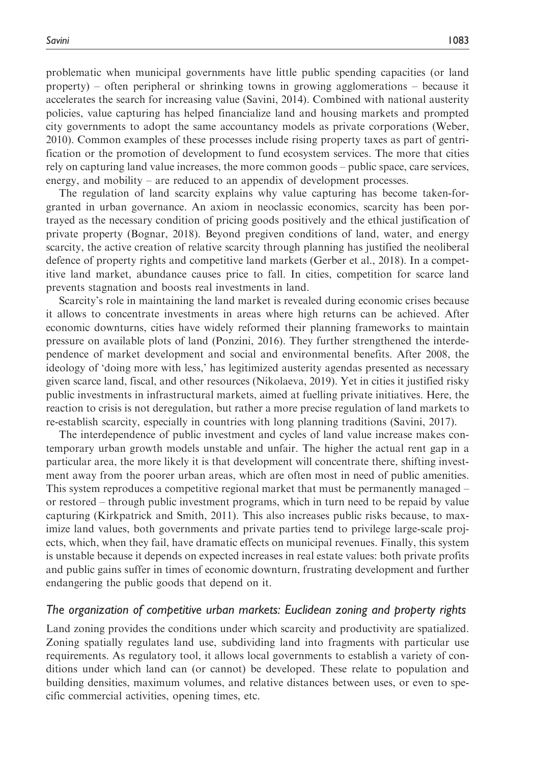problematic when municipal governments have little public spending capacities (or land property) – often peripheral or shrinking towns in growing agglomerations – because it accelerates the search for increasing value (Savini, 2014). Combined with national austerity policies, value capturing has helped financialize land and housing markets and prompted city governments to adopt the same accountancy models as private corporations (Weber, 2010). Common examples of these processes include rising property taxes as part of gentrification or the promotion of development to fund ecosystem services. The more that cities rely on capturing land value increases, the more common goods – public space, care services, energy, and mobility – are reduced to an appendix of development processes.

The regulation of land scarcity explains why value capturing has become taken-for-granted in urban governance. An axiom in neoclassic economics, scarcity has been portrayed as the necessary condition of pricing goods positively and the ethical justification of private property (Bognar, 2018). Beyond pregiven conditions of land, water, and energy scarcity, the active creation of relative scarcity through planning has justified the neoliberal defence of property rights and competitive land markets (Gerber et al., 2018). In a competitive land market, abundance causes price to fall. In cities, competition for scarce land prevents stagnation and boosts real investments in land.

Scarcity's role in maintaining the land market is revealed during economic crises because it allows to concentrate investments in areas where high returns can be achieved. After economic downturns, cities have widely reformed their planning frameworks to maintain pressure on available plots of land (Ponzini, 2016). They further strengthened the interdependence of market development and social and environmental benefits. After 2008, the ideology of 'doing more with less,' has legitimized austerity agendas presented as necessary given scarce land, fiscal, and other resources (Nikolaeva, 2019). Yet in cities it justified risky public investments in infrastructural markets, aimed at fuelling private initiatives. Here, the reaction to crisis is not deregulation, but rather a more precise regulation of land markets to re-establish scarcity, especially in countries with long planning traditions (Savini, 2017).

The interdependence of public investment and cycles of land value increase makes contemporary urban growth models unstable and unfair. The higher the actual rent gap in a particular area, the more likely it is that development will concentrate there, shifting investment away from the poorer urban areas, which are often most in need of public amenities. This system reproduces a competitive regional market that must be permanently managed – or restored – through public investment programs, which in turn need to be repaid by value capturing (Kirkpatrick and Smith, 2011). This also increases public risks because, to maximize land values, both governments and private parties tend to privilege large-scale projects, which, when they fail, have dramatic effects on municipal revenues. Finally, this system is unstable because it depends on expected increases in real estate values: both private profits and public gains suffer in times of economic downturn, frustrating development and further endangering the public goods that depend on it.

### *The organization of competitive urban markets: Euclidean zoning and property rights*

Land zoning provides the conditions under which scarcity and productivity are spatialized. Zoning spatially regulates land use, subdividing land into fragments with particular use requirements. As regulatory tool, it allows local governments to establish a variety of conditions under which land can (or cannot) be developed. These relate to population and building densities, maximum volumes, and relative distances between uses, or even to specific commercial activities, opening times, etc.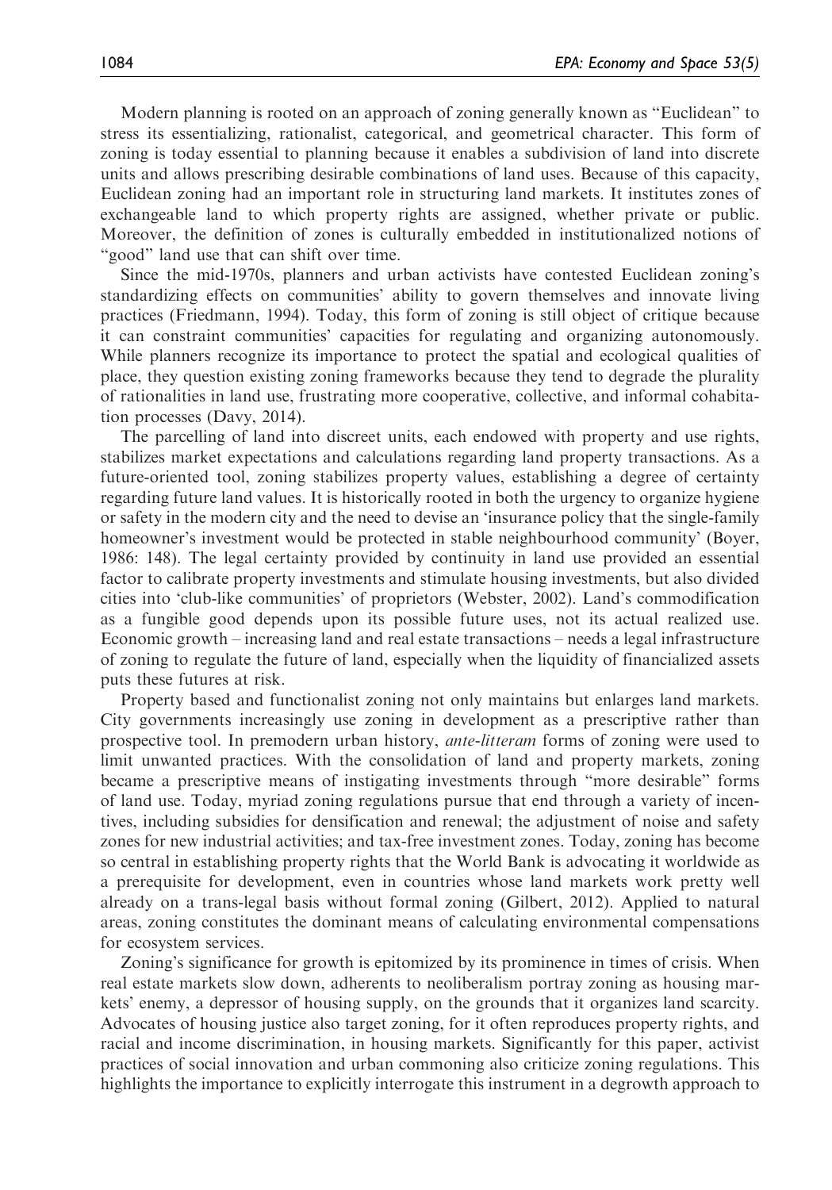Modern planning is rooted on an approach of zoning generally known as "Euclidean" to stress its essentializing, rationalist, categorical, and geometrical character. This form of zoning is today essential to planning because it enables a subdivision of land into discrete units and allows prescribing desirable combinations of land uses. Because of this capacity, Euclidean zoning had an important role in structuring land markets. It institutes zones of exchangeable land to which property rights are assigned, whether private or public. Moreover, the definition of zones is culturally embedded in institutionalized notions of "good" land use that can shift over time.

Since the mid-1970s, planners and urban activists have contested Euclidean zoning's standardizing effects on communities' ability to govern themselves and innovate living practices (Friedmann, 1994). Today, this form of zoning is still object of critique because it can constraint communities' capacities for regulating and organizing autonomously. While planners recognize its importance to protect the spatial and ecological qualities of place, they question existing zoning frameworks because they tend to degrade the plurality of rationalities in land use, frustrating more cooperative, collective, and informal cohabitation processes (Davy, 2014).

The parcelling of land into discreet units, each endowed with property and use rights, stabilizes market expectations and calculations regarding land property transactions. As a future-oriented tool, zoning stabilizes property values, establishing a degree of certainty regarding future land values. It is historically rooted in both the urgency to organize hygiene or safety in the modern city and the need to devise an 'insurance policy that the single-family homeowner's investment would be protected in stable neighbourhood community' (Boyer, 1986: 148). The legal certainty provided by continuity in land use provided an essential factor to calibrate property investments and stimulate housing investments, but also divided cities into 'club-like communities' of proprietors (Webster, 2002). Land's commodification as a fungible good depends upon its possible future uses, not its actual realized use. Economic growth – increasing land and real estate transactions – needs a legal infrastructure of zoning to regulate the future of land, especially when the liquidity of financialized assets puts these futures at risk.

Property based and functionalist zoning not only maintains but enlarges land markets. City governments increasingly use zoning in development as a prescriptive rather than prospective tool. In premodern urban history, *ante-litteram* forms of zoning were used to limit unwanted practices. With the consolidation of land and property markets, zoning became a prescriptive means of instigating investments through "more desirable" forms of land use. Today, myriad zoning regulations pursue that end through a variety of incentives, including subsidies for densification and renewal; the adjustment of noise and safety zones for new industrial activities; and tax-free investment zones. Today, zoning has become so central in establishing property rights that the World Bank is advocating it worldwide as a prerequisite for development, even in countries whose land markets work pretty well already on a trans-legal basis without formal zoning (Gilbert, 2012). Applied to natural areas, zoning constitutes the dominant means of calculating environmental compensations for ecosystem services.

Zoning's significance for growth is epitomized by its prominence in times of crisis. When real estate markets slow down, adherents to neoliberalism portray zoning as housing markets' enemy, a depressor of housing supply, on the grounds that it organizes land scarcity. Advocates of housing justice also target zoning, for it often reproduces property rights, and racial and income discrimination, in housing markets. Significantly for this paper, activist practices of social innovation and urban commoning also criticize zoning regulations. This highlights the importance to explicitly interrogate this instrument in a degrowth approach to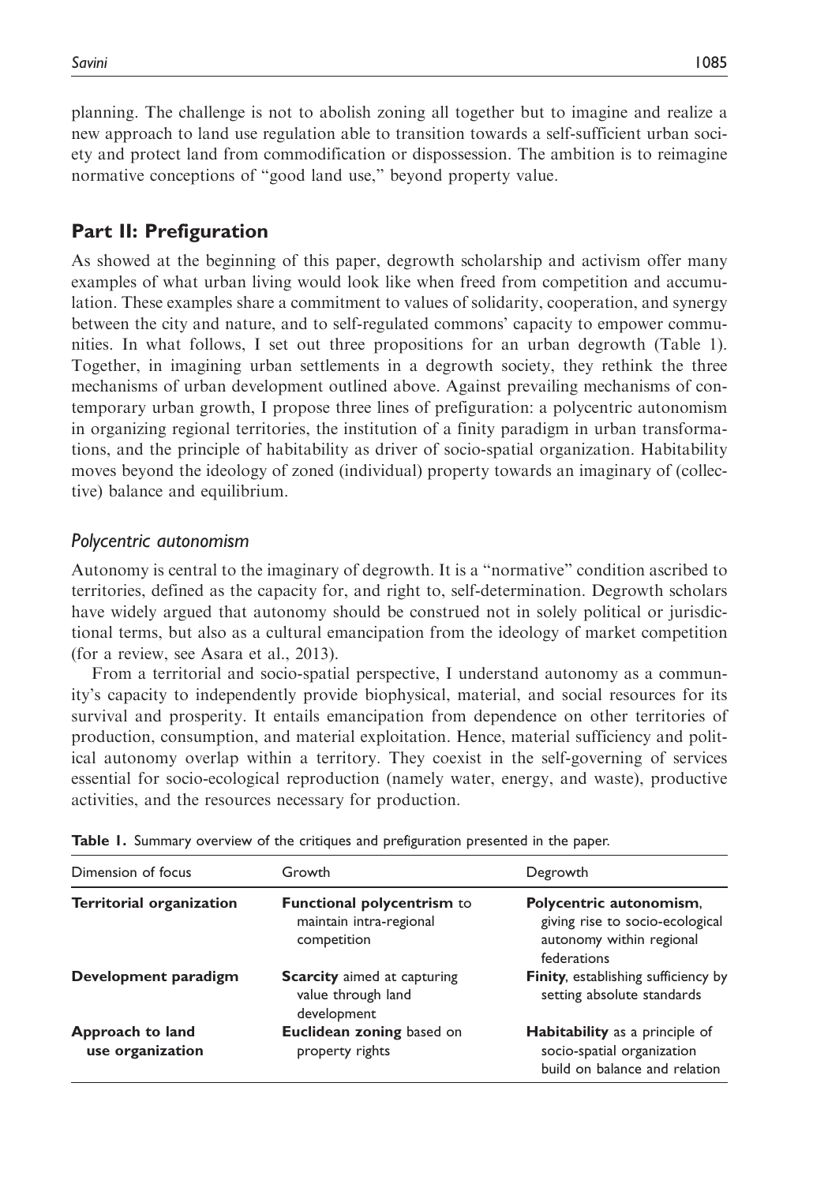planning. The challenge is not to abolish zoning all together but to imagine and realize a new approach to land use regulation able to transition towards a self-sufficient urban society and protect land from commodification or dispossession. The ambition is to reimagine normative conceptions of "good land use," beyond property value.

## Part II: Prefiguration

As showed at the beginning of this paper, degrowth scholarship and activism offer many examples of what urban living would look like when freed from competition and accumulation. These examples share a commitment to values of solidarity, cooperation, and synergy between the city and nature, and to self-regulated commons' capacity to empower communities. In what follows, I set out three propositions for an urban degrowth (Table 1). Together, in imagining urban settlements in a degrowth society, they rethink the three mechanisms of urban development outlined above. Against prevailing mechanisms of contemporary urban growth, I propose three lines of prefiguration: a polycentric autonomism in organizing regional territories, the institution of a finity paradigm in urban transformations, and the principle of habitability as driver of socio-spatial organization. Habitability moves beyond the ideology of zoned (individual) property towards an imaginary of (collective) balance and equilibrium.

### *Polycentric autonomism*

Autonomy is central to the imaginary of degrowth. It is a "normative" condition ascribed to territories, defined as the capacity for, and right to, self-determination. Degrowth scholars have widely argued that autonomy should be construed not in solely political or jurisdictional terms, but also as a cultural emancipation from the ideology of market competition (for a review, see Asara et al., 2013).

From a territorial and socio-spatial perspective, I understand autonomy as a community's capacity to independently provide biophysical, material, and social resources for its survival and prosperity. It entails emancipation from dependence on other territories of production, consumption, and material exploitation. Hence, material sufficiency and political autonomy overlap within a territory. They coexist in the self-governing of services essential for socio-ecological reproduction (namely water, energy, and waste), productive activities, and the resources necessary for production.

**Table 1.** Summary overview of the critiques and prefiguration presented in the paper.

| Dimension of focus | Growth | Degrowth |
| --- | --- | --- |
| **Territorial organization** | **Functional polycentrism** to maintain intra-regional competition | **Polycentric autonomism**, giving rise to socio-ecological autonomy within regional federations |
| **Development paradigm** | **Scarcity** aimed at capturing value through land development | **Finity**, establishing sufficiency by setting absolute standards |
| **Approach to land use organization** | **Euclidean zoning** based on property rights | **Habitability** as a principle of socio-spatial organization build on balance and relation |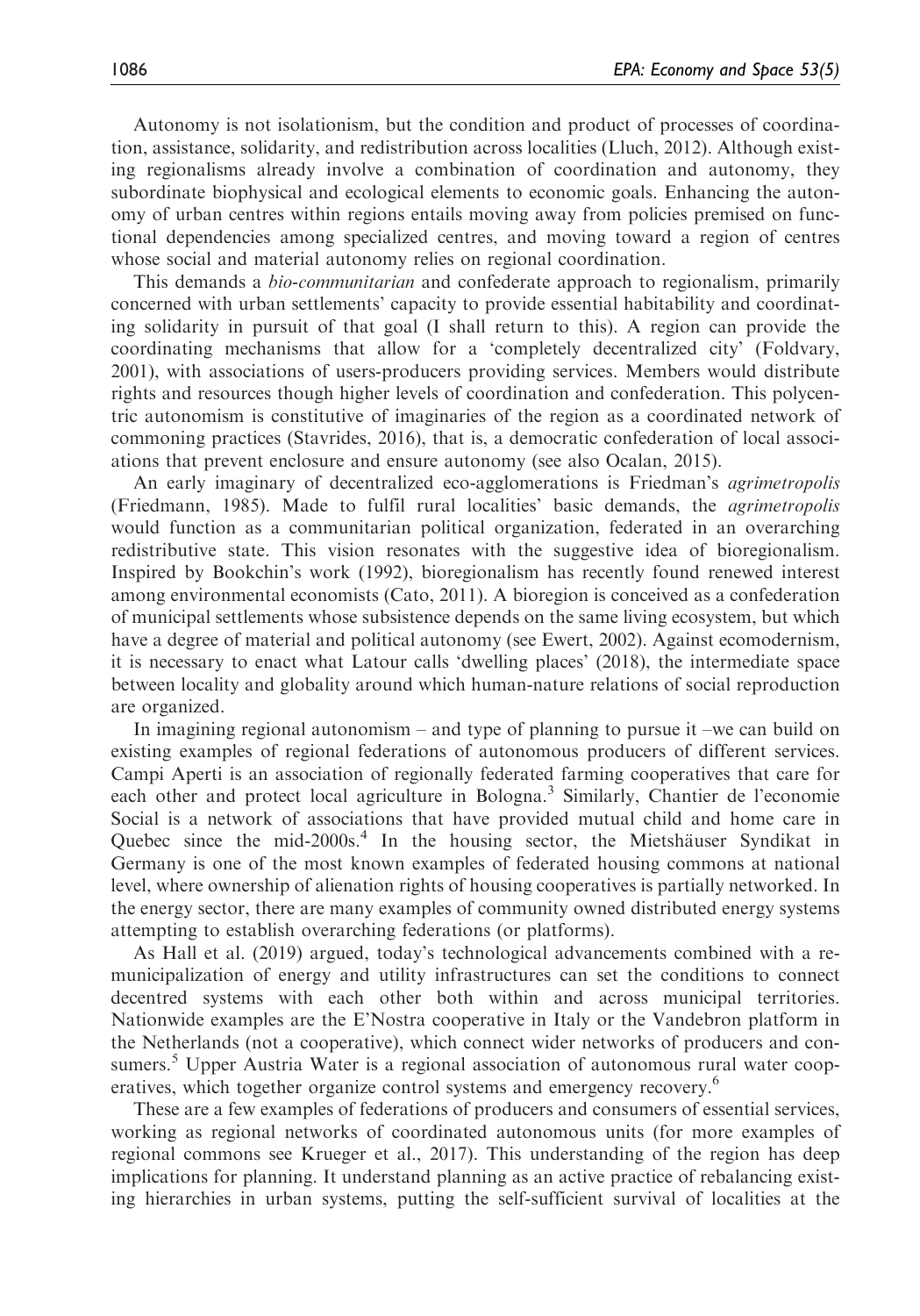Autonomy is not isolationism, but the condition and product of processes of coordination, assistance, solidarity, and redistribution across localities (Lluch, 2012). Although existing regionalisms already involve a combination of coordination and autonomy, they subordinate biophysical and ecological elements to economic goals. Enhancing the autonomy of urban centres within regions entails moving away from policies premised on functional dependencies among specialized centres, and moving toward a region of centres whose social and material autonomy relies on regional coordination.

This demands a *bio-communitarian* and confederate approach to regionalism, primarily concerned with urban settlements' capacity to provide essential habitability and coordinating solidarity in pursuit of that goal (I shall return to this). A region can provide the coordinating mechanisms that allow for a 'completely decentralized city' (Foldvary, 2001), with associations of users-producers providing services. Members would distribute rights and resources though higher levels of coordination and confederation. This polycentric autonomism is constitutive of imaginaries of the region as a coordinated network of commoning practices (Stavrides, 2016), that is, a democratic confederation of local associations that prevent enclosure and ensure autonomy (see also Ocalan, 2015).

An early imaginary of decentralized eco-agglomerations is Friedman's *agrimetropolis* (Friedmann, 1985). Made to fulfil rural localities' basic demands, the *agrimetropolis* would function as a communitarian political organization, federated in an overarching redistributive state. This vision resonates with the suggestive idea of bioregionalism. Inspired by Bookchin's work (1992), bioregionalism has recently found renewed interest among environmental economists (Cato, 2011). A bioregion is conceived as a confederation of municipal settlements whose subsistence depends on the same living ecosystem, but which have a degree of material and political autonomy (see Ewert, 2002). Against ecomodernism, it is necessary to enact what Latour calls 'dwelling places' (2018), the intermediate space between locality and globality around which human-nature relations of social reproduction are organized.

In imagining regional autonomism – and type of planning to pursue it –we can build on existing examples of regional federations of autonomous producers of different services. Campi Aperti is an association of regionally federated farming cooperatives that care for each other and protect local agriculture in Bologna.[3] Similarly, Chantier de l'economie Social is a network of associations that have provided mutual child and home care in Quebec since the mid-2000s.[4] In the housing sector, the Mietshäuser Syndikat in Germany is one of the most known examples of federated housing commons at national level, where ownership of alienation rights of housing cooperatives is partially networked. In the energy sector, there are many examples of community owned distributed energy systems attempting to establish overarching federations (or platforms).

As Hall et al. (2019) argued, today's technological advancements combined with a re-municipalization of energy and utility infrastructures can set the conditions to connect decentred systems with each other both within and across municipal territories. Nationwide examples are the E'Nostra cooperative in Italy or the Vandebron platform in the Netherlands (not a cooperative), which connect wider networks of producers and consumers.[5] Upper Austria Water is a regional association of autonomous rural water cooperatives, which together organize control systems and emergency recovery.[6]

These are a few examples of federations of producers and consumers of essential services, working as regional networks of coordinated autonomous units (for more examples of regional commons see Krueger et al., 2017). This understanding of the region has deep implications for planning. It understand planning as an active practice of rebalancing existing hierarchies in urban systems, putting the self-sufficient survival of localities at the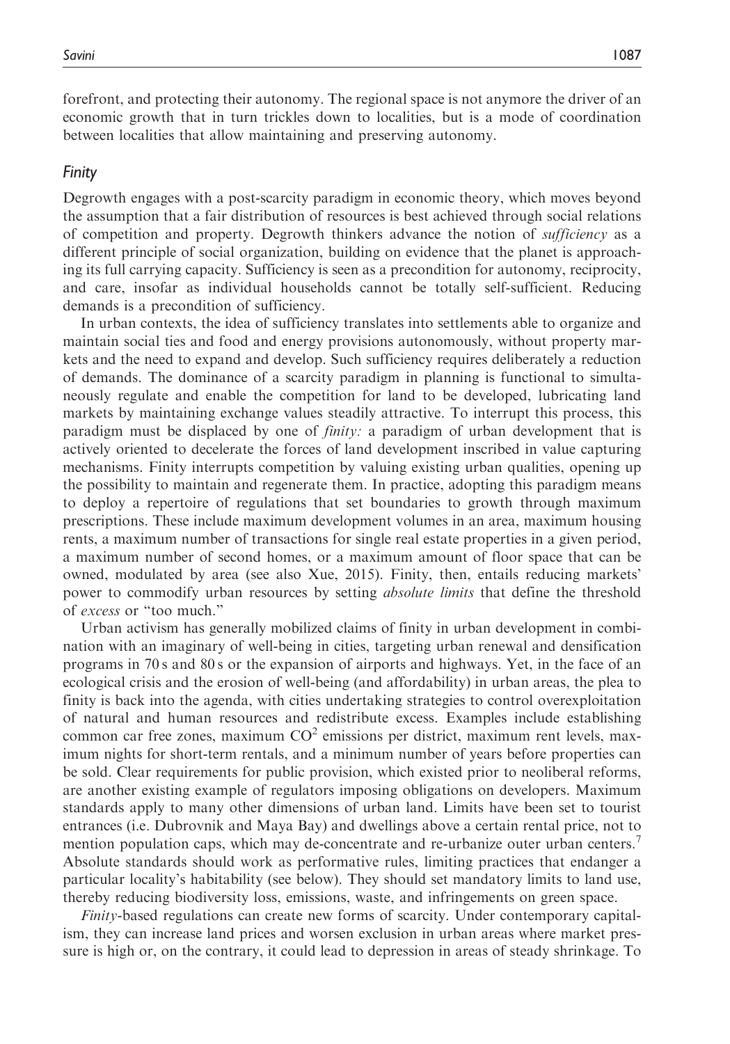forefront, and protecting their autonomy. The regional space is not anymore the driver of an economic growth that in turn trickles down to localities, but is a mode of coordination between localities that allow maintaining and preserving autonomy.

### *Finity*

Degrowth engages with a post-scarcity paradigm in economic theory, which moves beyond the assumption that a fair distribution of resources is best achieved through social relations of competition and property. Degrowth thinkers advance the notion of *sufficiency* as a different principle of social organization, building on evidence that the planet is approaching its full carrying capacity. Sufficiency is seen as a precondition for autonomy, reciprocity, and care, insofar as individual households cannot be totally self-sufficient. Reducing demands is a precondition of sufficiency.

In urban contexts, the idea of sufficiency translates into settlements able to organize and maintain social ties and food and energy provisions autonomously, without property markets and the need to expand and develop. Such sufficiency requires deliberately a reduction of demands. The dominance of a scarcity paradigm in planning is functional to simultaneously regulate and enable the competition for land to be developed, lubricating land markets by maintaining exchange values steadily attractive. To interrupt this process, this paradigm must be displaced by one of *finity:* a paradigm of urban development that is actively oriented to decelerate the forces of land development inscribed in value capturing mechanisms. Finity interrupts competition by valuing existing urban qualities, opening up the possibility to maintain and regenerate them. In practice, adopting this paradigm means to deploy a repertoire of regulations that set boundaries to growth through maximum prescriptions. These include maximum development volumes in an area, maximum housing rents, a maximum number of transactions for single real estate properties in a given period, a maximum number of second homes, or a maximum amount of floor space that can be owned, modulated by area (see also Xue, 2015). Finity, then, entails reducing markets' power to commodify urban resources by setting *absolute limits* that define the threshold of *excess* or "too much."

Urban activism has generally mobilized claims of finity in urban development in combination with an imaginary of well-being in cities, targeting urban renewal and densification programs in 70 s and 80 s or the expansion of airports and highways. Yet, in the face of an ecological crisis and the erosion of well-being (and affordability) in urban areas, the plea to finity is back into the agenda, with cities undertaking strategies to control overexploitation of natural and human resources and redistribute excess. Examples include establishing common car free zones, maximum $CO^2$ emissions per district, maximum rent levels, maximum nights for short-term rentals, and a minimum number of years before properties can be sold. Clear requirements for public provision, which existed prior to neoliberal reforms, are another existing example of regulators imposing obligations on developers. Maximum standards apply to many other dimensions of urban land. Limits have been set to tourist entrances (i.e. Dubrovnik and Maya Bay) and dwellings above a certain rental price, not to mention population caps, which may de-concentrate and re-urbanize outer urban centers.[7] Absolute standards should work as performative rules, limiting practices that endanger a particular locality's habitability (see below). They should set mandatory limits to land use, thereby reducing biodiversity loss, emissions, waste, and infringements on green space.

*Finity*-based regulations can create new forms of scarcity. Under contemporary capitalism, they can increase land prices and worsen exclusion in urban areas where market pressure is high or, on the contrary, it could lead to depression in areas of steady shrinkage. To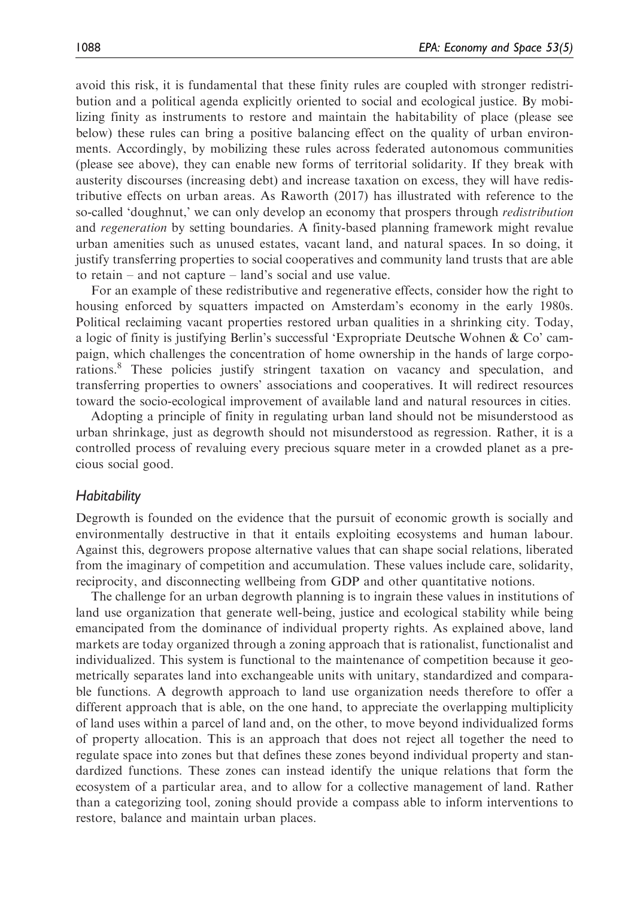avoid this risk, it is fundamental that these finity rules are coupled with stronger redistribution and a political agenda explicitly oriented to social and ecological justice. By mobilizing finity as instruments to restore and maintain the habitability of place (please see below) these rules can bring a positive balancing effect on the quality of urban environments. Accordingly, by mobilizing these rules across federated autonomous communities (please see above), they can enable new forms of territorial solidarity. If they break with austerity discourses (increasing debt) and increase taxation on excess, they will have redistributive effects on urban areas. As Raworth (2017) has illustrated with reference to the so-called 'doughnut,' we can only develop an economy that prospers through *redistribution* and *regeneration* by setting boundaries. A finity-based planning framework might revalue urban amenities such as unused estates, vacant land, and natural spaces. In so doing, it justify transferring properties to social cooperatives and community land trusts that are able to retain – and not capture – land's social and use value.

For an example of these redistributive and regenerative effects, consider how the right to housing enforced by squatters impacted on Amsterdam's economy in the early 1980s. Political reclaiming vacant properties restored urban qualities in a shrinking city. Today, a logic of finity is justifying Berlin's successful 'Expropriate Deutsche Wohnen & Co' campaign, which challenges the concentration of home ownership in the hands of large corporations.[8] These policies justify stringent taxation on vacancy and speculation, and transferring properties to owners' associations and cooperatives. It will redirect resources toward the socio-ecological improvement of available land and natural resources in cities.

Adopting a principle of finity in regulating urban land should not be misunderstood as urban shrinkage, just as degrowth should not misunderstood as regression. Rather, it is a controlled process of revaluing every precious square meter in a crowded planet as a precious social good.

## *Habitability*

Degrowth is founded on the evidence that the pursuit of economic growth is socially and environmentally destructive in that it entails exploiting ecosystems and human labour. Against this, degrowers propose alternative values that can shape social relations, liberated from the imaginary of competition and accumulation. These values include care, solidarity, reciprocity, and disconnecting wellbeing from GDP and other quantitative notions.

The challenge for an urban degrowth planning is to ingrain these values in institutions of land use organization that generate well-being, justice and ecological stability while being emancipated from the dominance of individual property rights. As explained above, land markets are today organized through a zoning approach that is rationalist, functionalist and individualized. This system is functional to the maintenance of competition because it geometrically separates land into exchangeable units with unitary, standardized and comparable functions. A degrowth approach to land use organization needs therefore to offer a different approach that is able, on the one hand, to appreciate the overlapping multiplicity of land uses within a parcel of land and, on the other, to move beyond individualized forms of property allocation. This is an approach that does not reject all together the need to regulate space into zones but that defines these zones beyond individual property and standardized functions. These zones can instead identify the unique relations that form the ecosystem of a particular area, and to allow for a collective management of land. Rather than a categorizing tool, zoning should provide a compass able to inform interventions to restore, balance and maintain urban places.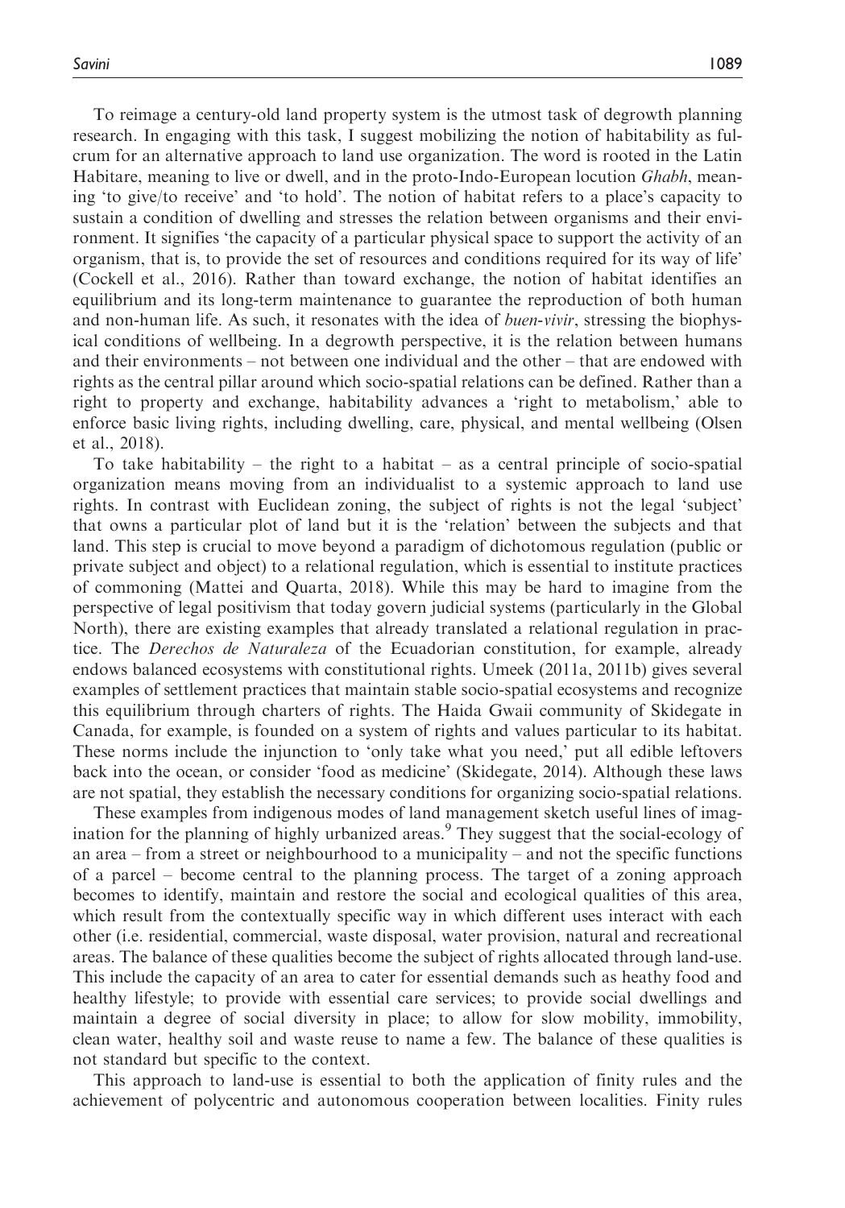To reimage a century-old land property system is the utmost task of degrowth planning research. In engaging with this task, I suggest mobilizing the notion of habitability as fulcrum for an alternative approach to land use organization. The word is rooted in the Latin Habitare, meaning to live or dwell, and in the proto-Indo-European locution *Ghabh*, meaning 'to give/to receive' and 'to hold'. The notion of habitat refers to a place's capacity to sustain a condition of dwelling and stresses the relation between organisms and their environment. It signifies 'the capacity of a particular physical space to support the activity of an organism, that is, to provide the set of resources and conditions required for its way of life' (Cockell et al., 2016). Rather than toward exchange, the notion of habitat identifies an equilibrium and its long-term maintenance to guarantee the reproduction of both human and non-human life. As such, it resonates with the idea of *buen-vivir*, stressing the biophysical conditions of wellbeing. In a degrowth perspective, it is the relation between humans and their environments – not between one individual and the other – that are endowed with rights as the central pillar around which socio-spatial relations can be defined. Rather than a right to property and exchange, habitability advances a 'right to metabolism,' able to enforce basic living rights, including dwelling, care, physical, and mental wellbeing (Olsen et al., 2018).

To take habitability – the right to a habitat – as a central principle of socio-spatial organization means moving from an individualist to a systemic approach to land use rights. In contrast with Euclidean zoning, the subject of rights is not the legal 'subject' that owns a particular plot of land but it is the 'relation' between the subjects and that land. This step is crucial to move beyond a paradigm of dichotomous regulation (public or private subject and object) to a relational regulation, which is essential to institute practices of commoning (Mattei and Quarta, 2018). While this may be hard to imagine from the perspective of legal positivism that today govern judicial systems (particularly in the Global North), there are existing examples that already translated a relational regulation in practice. The *Derechos de Naturaleza* of the Ecuadorian constitution, for example, already endows balanced ecosystems with constitutional rights. Umeek (2011a, 2011b) gives several examples of settlement practices that maintain stable socio-spatial ecosystems and recognize this equilibrium through charters of rights. The Haida Gwaii community of Skidegate in Canada, for example, is founded on a system of rights and values particular to its habitat. These norms include the injunction to 'only take what you need,' put all edible leftovers back into the ocean, or consider 'food as medicine' (Skidegate, 2014). Although these laws are not spatial, they establish the necessary conditions for organizing socio-spatial relations.

These examples from indigenous modes of land management sketch useful lines of imagination for the planning of highly urbanized areas.[9] They suggest that the social-ecology of an area – from a street or neighbourhood to a municipality – and not the specific functions of a parcel – become central to the planning process. The target of a zoning approach becomes to identify, maintain and restore the social and ecological qualities of this area, which result from the contextually specific way in which different uses interact with each other (i.e. residential, commercial, waste disposal, water provision, natural and recreational areas. The balance of these qualities become the subject of rights allocated through land-use. This include the capacity of an area to cater for essential demands such as heathy food and healthy lifestyle; to provide with essential care services; to provide social dwellings and maintain a degree of social diversity in place; to allow for slow mobility, immobility, clean water, healthy soil and waste reuse to name a few. The balance of these qualities is not standard but specific to the context.

This approach to land-use is essential to both the application of finity rules and the achievement of polycentric and autonomous cooperation between localities. Finity rules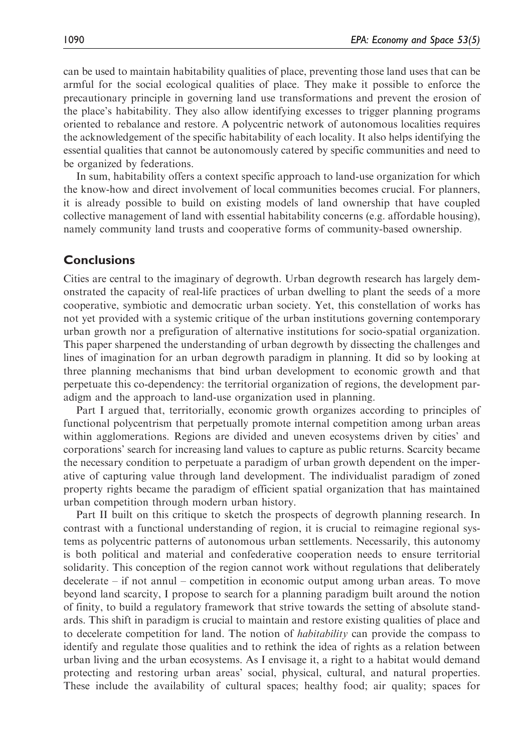can be used to maintain habitability qualities of place, preventing those land uses that can be armful for the social ecological qualities of place. They make it possible to enforce the precautionary principle in governing land use transformations and prevent the erosion of the place's habitability. They also allow identifying excesses to trigger planning programs oriented to rebalance and restore. A polycentric network of autonomous localities requires the acknowledgement of the specific habitability of each locality. It also helps identifying the essential qualities that cannot be autonomously catered by specific communities and need to be organized by federations.

In sum, habitability offers a context specific approach to land-use organization for which the know-how and direct involvement of local communities becomes crucial. For planners, it is already possible to build on existing models of land ownership that have coupled collective management of land with essential habitability concerns (e.g. affordable housing), namely community land trusts and cooperative forms of community-based ownership.

## Conclusions

Cities are central to the imaginary of degrowth. Urban degrowth research has largely demonstrated the capacity of real-life practices of urban dwelling to plant the seeds of a more cooperative, symbiotic and democratic urban society. Yet, this constellation of works has not yet provided with a systemic critique of the urban institutions governing contemporary urban growth nor a prefiguration of alternative institutions for socio-spatial organization. This paper sharpened the understanding of urban degrowth by dissecting the challenges and lines of imagination for an urban degrowth paradigm in planning. It did so by looking at three planning mechanisms that bind urban development to economic growth and that perpetuate this co-dependency: the territorial organization of regions, the development paradigm and the approach to land-use organization used in planning.

Part I argued that, territorially, economic growth organizes according to principles of functional polycentrism that perpetually promote internal competition among urban areas within agglomerations. Regions are divided and uneven ecosystems driven by cities' and corporations' search for increasing land values to capture as public returns. Scarcity became the necessary condition to perpetuate a paradigm of urban growth dependent on the imperative of capturing value through land development. The individualist paradigm of zoned property rights became the paradigm of efficient spatial organization that has maintained urban competition through modern urban history.

Part II built on this critique to sketch the prospects of degrowth planning research. In contrast with a functional understanding of region, it is crucial to reimagine regional systems as polycentric patterns of autonomous urban settlements. Necessarily, this autonomy is both political and material and confederative cooperation needs to ensure territorial solidarity. This conception of the region cannot work without regulations that deliberately decelerate – if not annul – competition in economic output among urban areas. To move beyond land scarcity, I propose to search for a planning paradigm built around the notion of finity, to build a regulatory framework that strive towards the setting of absolute standards. This shift in paradigm is crucial to maintain and restore existing qualities of place and to decelerate competition for land. The notion of *habitability* can provide the compass to identify and regulate those qualities and to rethink the idea of rights as a relation between urban living and the urban ecosystems. As I envisage it, a right to a habitat would demand protecting and restoring urban areas' social, physical, cultural, and natural properties. These include the availability of cultural spaces; healthy food; air quality; spaces for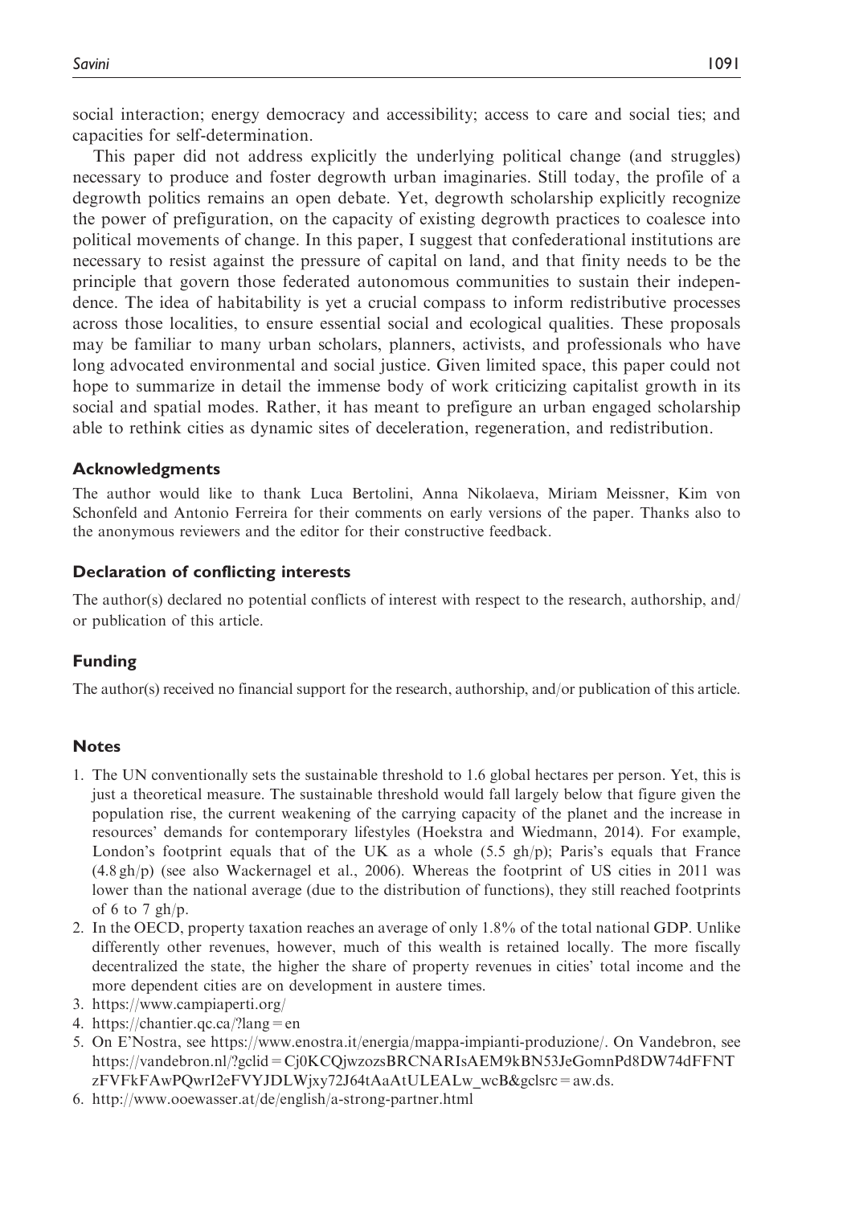social interaction; energy democracy and accessibility; access to care and social ties; and capacities for self-determination.

This paper did not address explicitly the underlying political change (and struggles) necessary to produce and foster degrowth urban imaginaries. Still today, the profile of a degrowth politics remains an open debate. Yet, degrowth scholarship explicitly recognize the power of prefiguration, on the capacity of existing degrowth practices to coalesce into political movements of change. In this paper, I suggest that confederational institutions are necessary to resist against the pressure of capital on land, and that finity needs to be the principle that govern those federated autonomous communities to sustain their independence. The idea of habitability is yet a crucial compass to inform redistributive processes across those localities, to ensure essential social and ecological qualities. These proposals may be familiar to many urban scholars, planners, activists, and professionals who have long advocated environmental and social justice. Given limited space, this paper could not hope to summarize in detail the immense body of work criticizing capitalist growth in its social and spatial modes. Rather, it has meant to prefigure an urban engaged scholarship able to rethink cities as dynamic sites of deceleration, regeneration, and redistribution.

### Acknowledgments

The author would like to thank Luca Bertolini, Anna Nikolaeva, Miriam Meissner, Kim von Schonfeld and Antonio Ferreira for their comments on early versions of the paper. Thanks also to the anonymous reviewers and the editor for their constructive feedback.

### Declaration of conflicting interests

The author(s) declared no potential conflicts of interest with respect to the research, authorship, and/or publication of this article.

### Funding

The author(s) received no financial support for the research, authorship, and/or publication of this article.

### Notes

1. The UN conventionally sets the sustainable threshold to 1.6 global hectares per person. Yet, this is just a theoretical measure. The sustainable threshold would fall largely below that figure given the population rise, the current weakening of the carrying capacity of the planet and the increase in resources' demands for contemporary lifestyles (Hoekstra and Wiedmann, 2014). For example, London's footprint equals that of the UK as a whole (5.5 gh/p); Paris's equals that France (4.8 gh/p) (see also Wackernagel et al., 2006). Whereas the footprint of US cities in 2011 was lower than the national average (due to the distribution of functions), they still reached footprints of 6 to 7 gh/p.
2. In the OECD, property taxation reaches an average of only 1.8% of the total national GDP. Unlike differently other revenues, however, much of this wealth is retained locally. The more fiscally decentralized the state, the higher the share of property revenues in cities' total income and the more dependent cities are on development in austere times.
3. https://www.campiaperti.org/
4. https://chantier.qc.ca/?lang=en
5. On E'Nostra, see https://www.enostra.it/energia/mappa-impianti-produzione/. On Vandebron, see https://vandebron.nl/?gclid=Cj0KCQjwzozsBRCNARIsAEM9kBN53JeGomnPd8DW74dFFNTzFVFkFAwPQwrI2eFVYJDLWjxy72J64tAaAtULEALw_wcB&gclsrc=aw.ds.
6. http://www.ooewasser.at/de/english/a-strong-partner.html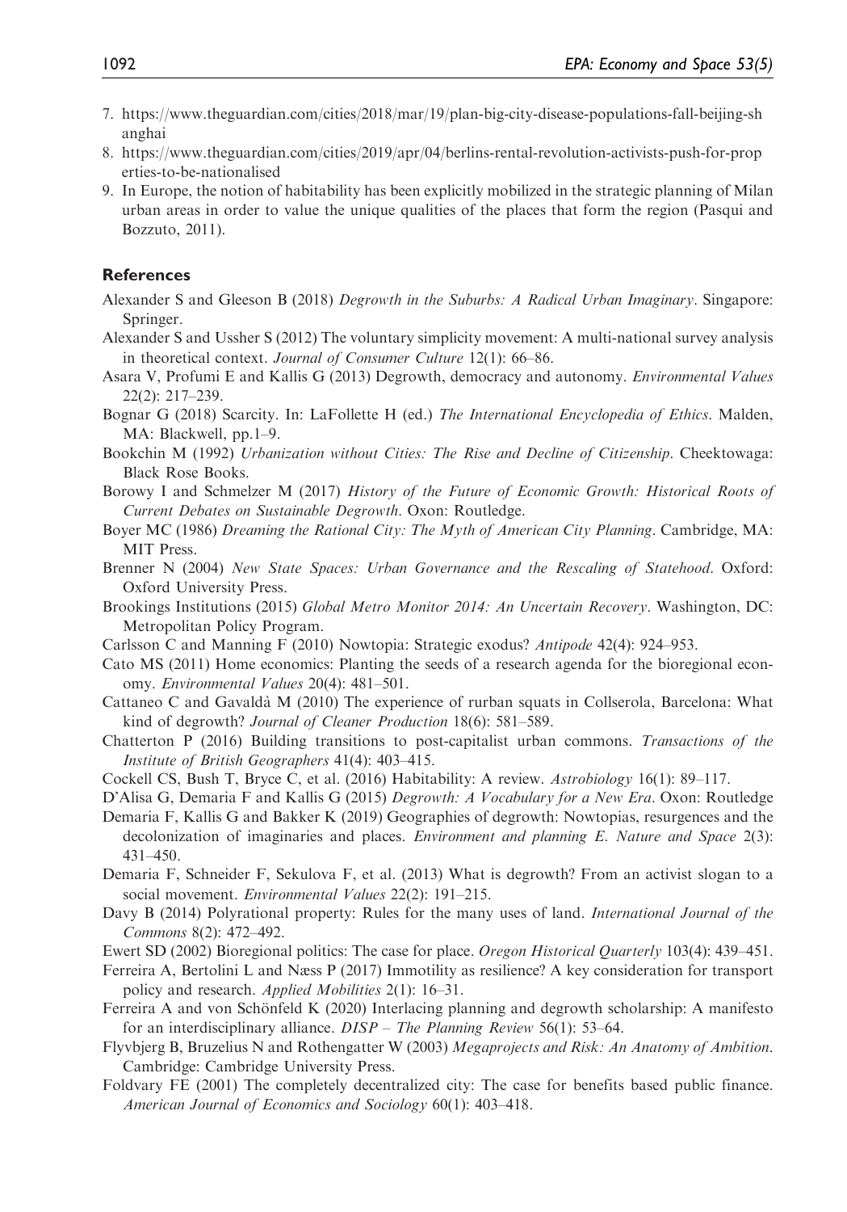7. https://www.theguardian.com/cities/2018/mar/19/plan-big-city-disease-populations-fall-beijing-shanghai
8. https://www.theguardian.com/cities/2019/apr/04/berlins-rental-revolution-activists-push-for-properties-to-be-nationalised
9. In Europe, the notion of habitability has been explicitly mobilized in the strategic planning of Milan urban areas in order to value the unique qualities of the places that form the region (Pasqui and Bozzuto, 2011).

## References

Alexander S and Gleeson B (2018) *Degrowth in the Suburbs: A Radical Urban Imaginary*. Singapore: Springer.

Alexander S and Ussher S (2012) The voluntary simplicity movement: A multi-national survey analysis in theoretical context. *Journal of Consumer Culture* 12(1): 66–86.

Asara V, Profumi E and Kallis G (2013) Degrowth, democracy and autonomy. *Environmental Values* 22(2): 217–239.

Bognar G (2018) Scarcity. In: LaFollette H (ed.) *The International Encyclopedia of Ethics*. Malden, MA: Blackwell, pp.1–9.

Bookchin M (1992) *Urbanization without Cities: The Rise and Decline of Citizenship*. Cheektowaga: Black Rose Books.

Borowy I and Schmelzer M (2017) *History of the Future of Economic Growth: Historical Roots of Current Debates on Sustainable Degrowth*. Oxon: Routledge.

Boyer MC (1986) *Dreaming the Rational City: The Myth of American City Planning*. Cambridge, MA: MIT Press.

Brenner N (2004) *New State Spaces: Urban Governance and the Rescaling of Statehood*. Oxford: Oxford University Press.

Brookings Institutions (2015) *Global Metro Monitor 2014: An Uncertain Recovery*. Washington, DC: Metropolitan Policy Program.

Carlsson C and Manning F (2010) Nowtopia: Strategic exodus? *Antipode* 42(4): 924–953.

Cato MS (2011) Home economics: Planting the seeds of a research agenda for the bioregional economy. *Environmental Values* 20(4): 481–501.

Cattaneo C and Gavaldà M (2010) The experience of rurban squats in Collserola, Barcelona: What kind of degrowth? *Journal of Cleaner Production* 18(6): 581–589.

Chatterton P (2016) Building transitions to post-capitalist urban commons. *Transactions of the Institute of British Geographers* 41(4): 403–415.

Cockell CS, Bush T, Bryce C, et al. (2016) Habitability: A review. *Astrobiology* 16(1): 89–117.

D'Alisa G, Demaria F and Kallis G (2015) *Degrowth: A Vocabulary for a New Era*. Oxon: Routledge

Demaria F, Kallis G and Bakker K (2019) Geographies of degrowth: Nowtopias, resurgences and the decolonization of imaginaries and places. *Environment and planning E. Nature and Space* 2(3): 431–450.

Demaria F, Schneider F, Sekulova F, et al. (2013) What is degrowth? From an activist slogan to a social movement. *Environmental Values* 22(2): 191–215.

Davy B (2014) Polyrational property: Rules for the many uses of land. *International Journal of the Commons* 8(2): 472–492.

Ewert SD (2002) Bioregional politics: The case for place. *Oregon Historical Quarterly* 103(4): 439–451.

Ferreira A, Bertolini L and Næss P (2017) Immotility as resilience? A key consideration for transport policy and research. *Applied Mobilities* 2(1): 16–31.

Ferreira A and von Schönfeld K (2020) Interlacing planning and degrowth scholarship: A manifesto for an interdisciplinary alliance. *DISP – The Planning Review* 56(1): 53–64.

Flyvbjerg B, Bruzelius N and Rothengatter W (2003) *Megaprojects and Risk: An Anatomy of Ambition*. Cambridge: Cambridge University Press.

Foldvary FE (2001) The completely decentralized city: The case for benefits based public finance. *American Journal of Economics and Sociology* 60(1): 403–418.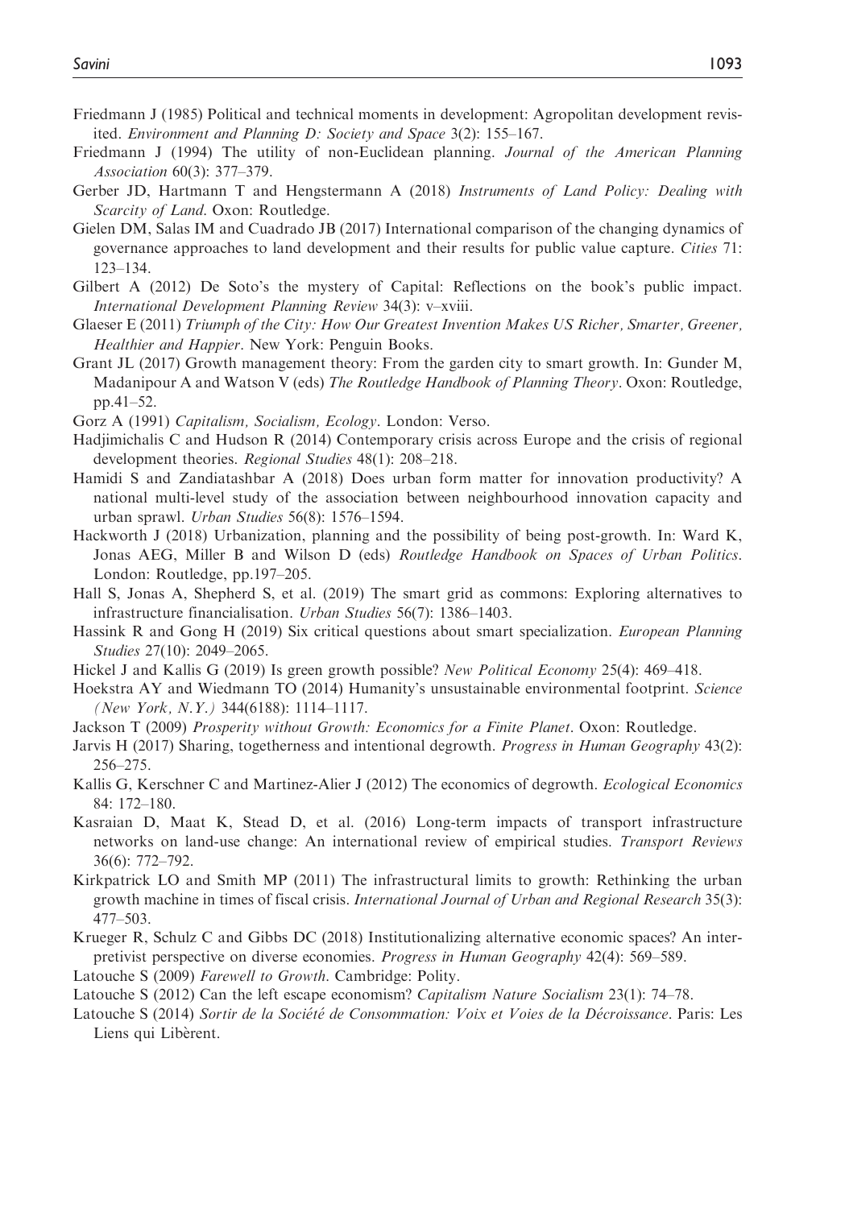Friedmann J (1985) Political and technical moments in development: Agropolitan development revisited. *Environment and Planning D: Society and Space* 3(2): 155–167.

Friedmann J (1994) The utility of non-Euclidean planning. *Journal of the American Planning Association* 60(3): 377–379.

Gerber JD, Hartmann T and Hengstermann A (2018) *Instruments of Land Policy: Dealing with Scarcity of Land*. Oxon: Routledge.

Gielen DM, Salas IM and Cuadrado JB (2017) International comparison of the changing dynamics of governance approaches to land development and their results for public value capture. *Cities* 71: 123–134.

Gilbert A (2012) De Soto's the mystery of Capital: Reflections on the book's public impact. *International Development Planning Review* 34(3): v–xviii.

Glaeser E (2011) *Triumph of the City: How Our Greatest Invention Makes US Richer, Smarter, Greener, Healthier and Happier*. New York: Penguin Books.

Grant JL (2017) Growth management theory: From the garden city to smart growth. In: Gunder M, Madanipour A and Watson V (eds) *The Routledge Handbook of Planning Theory*. Oxon: Routledge, pp.41–52.

Gorz A (1991) *Capitalism, Socialism, Ecology*. London: Verso.

Hadjimichalis C and Hudson R (2014) Contemporary crisis across Europe and the crisis of regional development theories. *Regional Studies* 48(1): 208–218.

Hamidi S and Zandiatashbar A (2018) Does urban form matter for innovation productivity? A national multi-level study of the association between neighbourhood innovation capacity and urban sprawl. *Urban Studies* 56(8): 1576–1594.

Hackworth J (2018) Urbanization, planning and the possibility of being post-growth. In: Ward K, Jonas AEG, Miller B and Wilson D (eds) *Routledge Handbook on Spaces of Urban Politics*. London: Routledge, pp.197–205.

Hall S, Jonas A, Shepherd S, et al. (2019) The smart grid as commons: Exploring alternatives to infrastructure financialisation. *Urban Studies* 56(7): 1386–1403.

Hassink R and Gong H (2019) Six critical questions about smart specialization. *European Planning Studies* 27(10): 2049–2065.

Hickel J and Kallis G (2019) Is green growth possible? *New Political Economy* 25(4): 469–418.

Hoekstra AY and Wiedmann TO (2014) Humanity's unsustainable environmental footprint. *Science (New York, N.Y.)* 344(6188): 1114–1117.

Jackson T (2009) *Prosperity without Growth: Economics for a Finite Planet*. Oxon: Routledge.

Jarvis H (2017) Sharing, togetherness and intentional degrowth. *Progress in Human Geography* 43(2): 256–275.

Kallis G, Kerschner C and Martinez-Alier J (2012) The economics of degrowth. *Ecological Economics* 84: 172–180.

Kasraian D, Maat K, Stead D, et al. (2016) Long-term impacts of transport infrastructure networks on land-use change: An international review of empirical studies. *Transport Reviews* 36(6): 772–792.

Kirkpatrick LO and Smith MP (2011) The infrastructural limits to growth: Rethinking the urban growth machine in times of fiscal crisis. *International Journal of Urban and Regional Research* 35(3): 477–503.

Krueger R, Schulz C and Gibbs DC (2018) Institutionalizing alternative economic spaces? An interpretivist perspective on diverse economies. *Progress in Human Geography* 42(4): 569–589.

Latouche S (2009) *Farewell to Growth*. Cambridge: Polity.

Latouche S (2012) Can the left escape economism? *Capitalism Nature Socialism* 23(1): 74–78.

Latouche S (2014) *Sortir de la Société de Consommation: Voix et Voies de la Décroissance*. Paris: Les Liens qui Libèrent.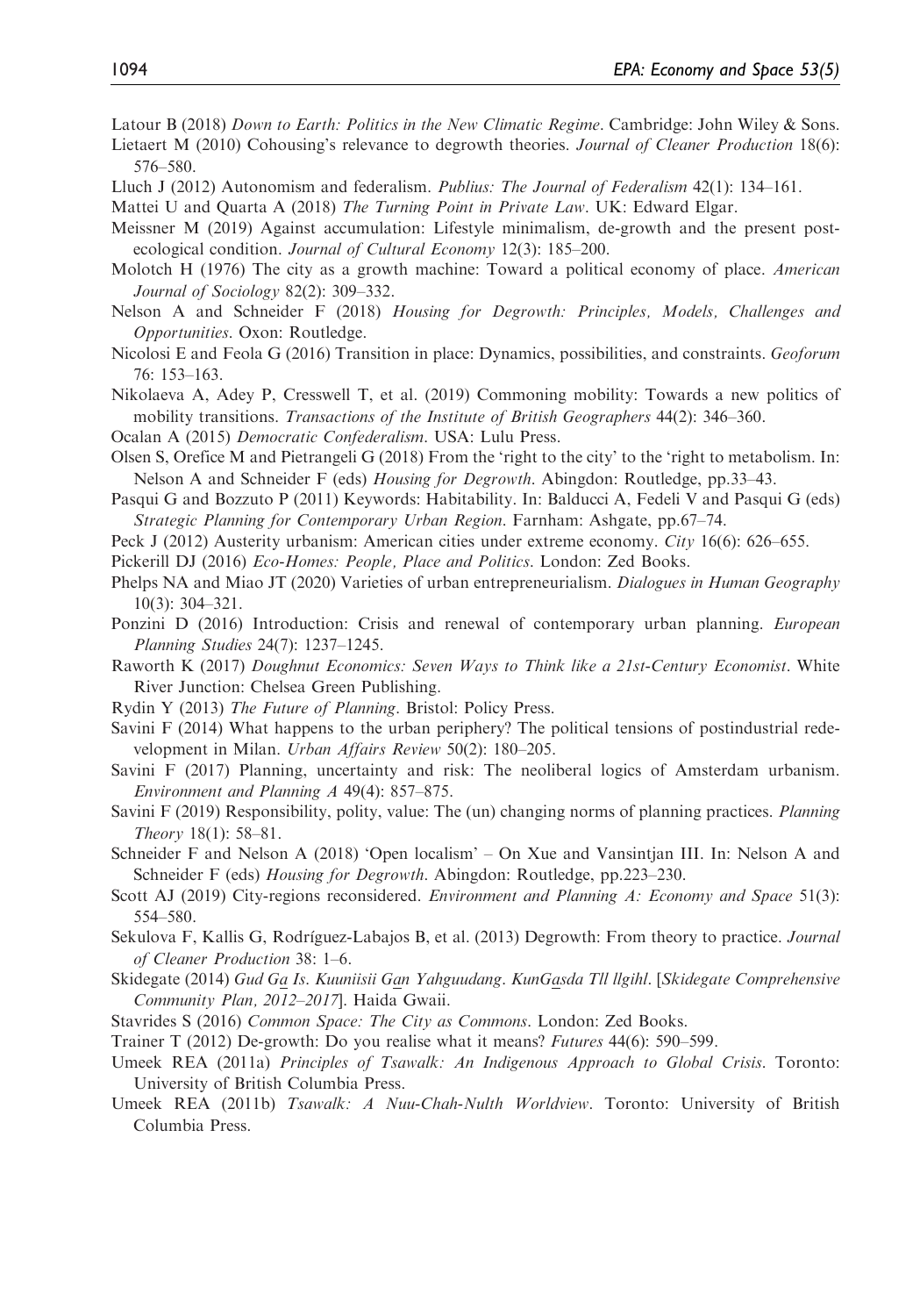Latour B (2018) *Down to Earth: Politics in the New Climatic Regime*. Cambridge: John Wiley & Sons.

Lietaert M (2010) Cohousing's relevance to degrowth theories. *Journal of Cleaner Production* 18(6): 576–580.

Lluch J (2012) Autonomism and federalism. *Publius: The Journal of Federalism* 42(1): 134–161.

Mattei U and Quarta A (2018) *The Turning Point in Private Law*. UK: Edward Elgar.

Meissner M (2019) Against accumulation: Lifestyle minimalism, de-growth and the present post-ecological condition. *Journal of Cultural Economy* 12(3): 185–200.

Molotch H (1976) The city as a growth machine: Toward a political economy of place. *American Journal of Sociology* 82(2): 309–332.

Nelson A and Schneider F (2018) *Housing for Degrowth: Principles, Models, Challenges and Opportunities*. Oxon: Routledge.

Nicolosi E and Feola G (2016) Transition in place: Dynamics, possibilities, and constraints. *Geoforum* 76: 153–163.

Nikolaeva A, Adey P, Cresswell T, et al. (2019) Commoning mobility: Towards a new politics of mobility transitions. *Transactions of the Institute of British Geographers* 44(2): 346–360.

Ocalan A (2015) *Democratic Confederalism*. USA: Lulu Press.

Olsen S, Orefice M and Pietrangeli G (2018) From the 'right to the city' to the 'right to metabolism. In: Nelson A and Schneider F (eds) *Housing for Degrowth*. Abingdon: Routledge, pp.33–43.

Pasqui G and Bozzuto P (2011) Keywords: Habitability. In: Balducci A, Fedeli V and Pasqui G (eds) *Strategic Planning for Contemporary Urban Region*. Farnham: Ashgate, pp.67–74.

Peck J (2012) Austerity urbanism: American cities under extreme economy. *City* 16(6): 626–655.

Pickerill DJ (2016) *Eco-Homes: People, Place and Politics*. London: Zed Books.

Phelps NA and Miao JT (2020) Varieties of urban entrepreneurialism. *Dialogues in Human Geography* 10(3): 304–321.

Ponzini D (2016) Introduction: Crisis and renewal of contemporary urban planning. *European Planning Studies* 24(7): 1237–1245.

Raworth K (2017) *Doughnut Economics: Seven Ways to Think like a 21st-Century Economist*. White River Junction: Chelsea Green Publishing.

Rydin Y (2013) *The Future of Planning*. Bristol: Policy Press.

Savini F (2014) What happens to the urban periphery? The political tensions of postindustrial redevelopment in Milan. *Urban Affairs Review* 50(2): 180–205.

Savini F (2017) Planning, uncertainty and risk: The neoliberal logics of Amsterdam urbanism. *Environment and Planning A* 49(4): 857–875.

Savini F (2019) Responsibility, polity, value: The (un) changing norms of planning practices. *Planning Theory* 18(1): 58–81.

Schneider F and Nelson A (2018) 'Open localism' – On Xue and Vansintjan III. In: Nelson A and Schneider F (eds) *Housing for Degrowth*. Abingdon: Routledge, pp.223–230.

Scott AJ (2019) City-regions reconsidered. *Environment and Planning A: Economy and Space* 51(3): 554–580.

Sekulova F, Kallis G, Rodríguez-Labajos B, et al. (2013) Degrowth: From theory to practice. *Journal of Cleaner Production* 38: 1–6.

Skidegate (2014) *Gud Ga Is. Kuuniisii Gan Yahguudang. KunGasda Tll llgihl*. [*Skidegate Comprehensive Community Plan, 2012–2017*]. Haida Gwaii.

Stavrides S (2016) *Common Space: The City as Commons*. London: Zed Books.

Trainer T (2012) De-growth: Do you realise what it means? *Futures* 44(6): 590–599.

Umeek REA (2011a) *Principles of Tsawalk: An Indigenous Approach to Global Crisis*. Toronto: University of British Columbia Press.

Umeek REA (2011b) *Tsawalk: A Nuu-Chah-Nulth Worldview*. Toronto: University of British Columbia Press.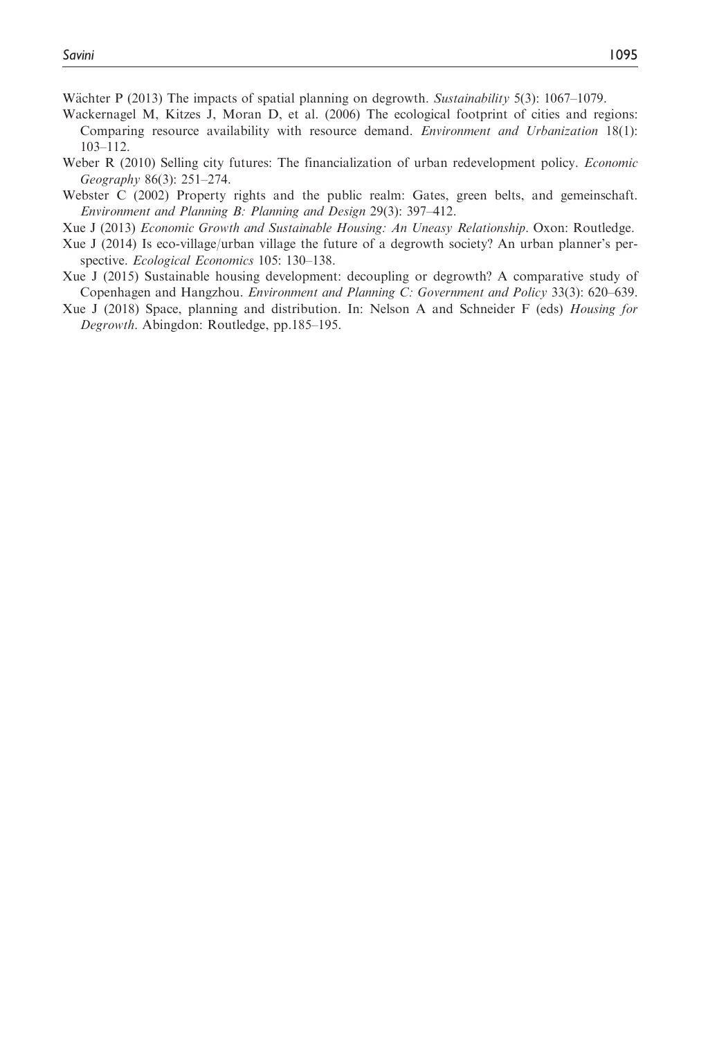Wächter P (2013) The impacts of spatial planning on degrowth. *Sustainability* 5(3): 1067–1079.

Wackernagel M, Kitzes J, Moran D, et al. (2006) The ecological footprint of cities and regions: Comparing resource availability with resource demand. *Environment and Urbanization* 18(1): 103–112.

Weber R (2010) Selling city futures: The financialization of urban redevelopment policy. *Economic Geography* 86(3): 251–274.

Webster C (2002) Property rights and the public realm: Gates, green belts, and gemeinschaft. *Environment and Planning B: Planning and Design* 29(3): 397–412.

Xue J (2013) *Economic Growth and Sustainable Housing: An Uneasy Relationship*. Oxon: Routledge.

Xue J (2014) Is eco-village/urban village the future of a degrowth society? An urban planner's perspective. *Ecological Economics* 105: 130–138.

Xue J (2015) Sustainable housing development: decoupling or degrowth? A comparative study of Copenhagen and Hangzhou. *Environment and Planning C: Government and Policy* 33(3): 620–639.

Xue J (2018) Space, planning and distribution. In: Nelson A and Schneider F (eds) *Housing for Degrowth*. Abingdon: Routledge, pp.185–195.